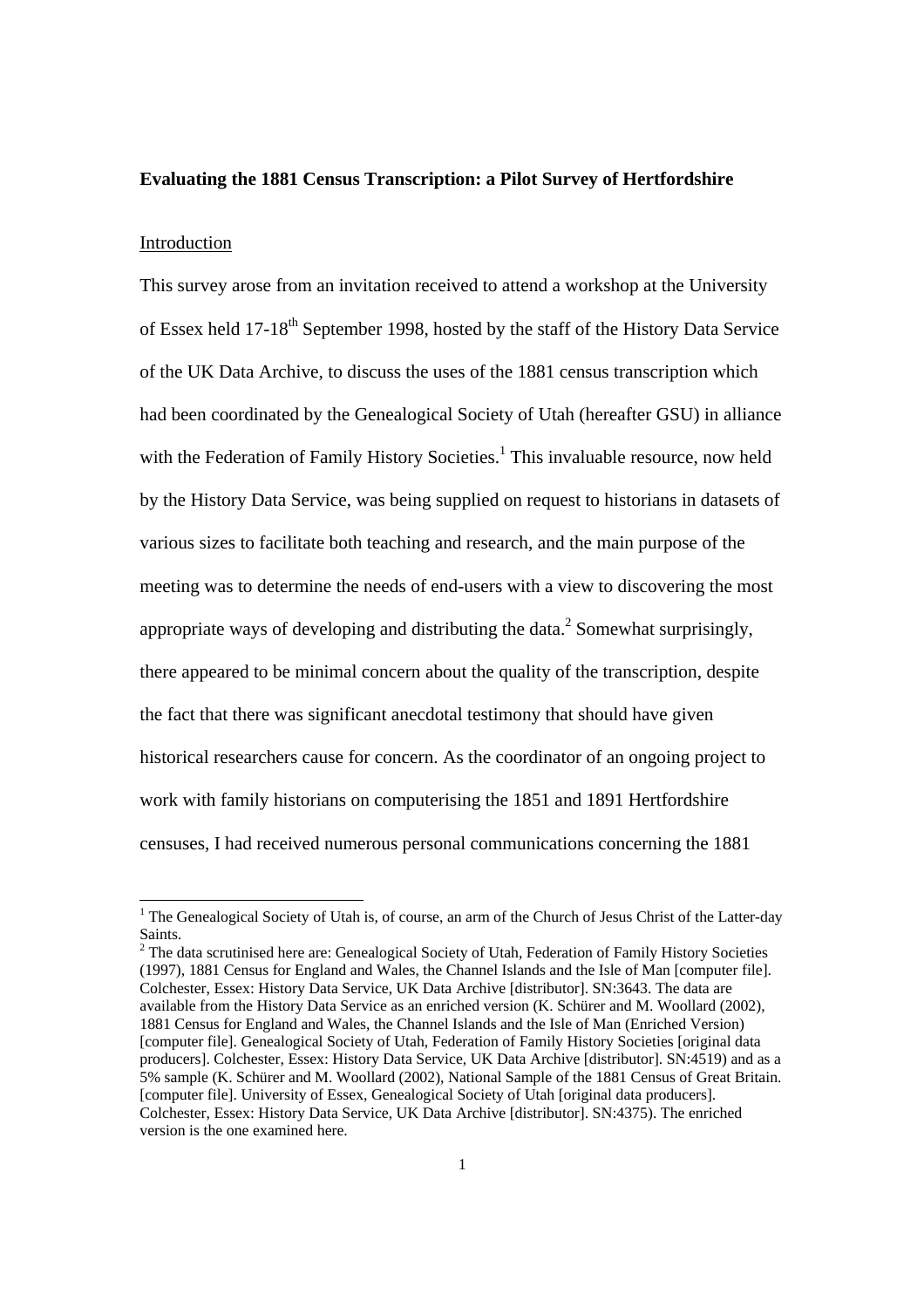**Evaluating the 1881 Census Transcription: a Pilot Survey of Hertfordshire**

Introduction

This survey arose from an invitation received to attend a workshop at the University of Essex held 17-18th September 1998, hosted by the staff of the History Data Service of the UK Data Archive, to discuss the uses of the 1881 census transcription which had been coordinated by the Genealogical Society of Utah (hereafter GSU) in alliance with the Federation of Family History Societies.[1] This invaluable resource, now held by the History Data Service, was being supplied on request to historians in datasets of various sizes to facilitate both teaching and research, and the main purpose of the meeting was to determine the needs of end-users with a view to discovering the most appropriate ways of developing and distributing the data.[2] Somewhat surprisingly, there appeared to be minimal concern about the quality of the transcription, despite the fact that there was significant anecdotal testimony that should have given historical researchers cause for concern. As the coordinator of an ongoing project to work with family historians on computerising the 1851 and 1891 Hertfordshire censuses, I had received numerous personal communications concerning the 1881

[1] The Genealogical Society of Utah is, of course, an arm of the Church of Jesus Christ of the Latter-day Saints.

[2] The data scrutinised here are: Genealogical Society of Utah, Federation of Family History Societies (1997), 1881 Census for England and Wales, the Channel Islands and the Isle of Man [computer file]. Colchester, Essex: History Data Service, UK Data Archive [distributor]. SN:3643. The data are available from the History Data Service as an enriched version (K. Schürer and M. Woollard (2002), 1881 Census for England and Wales, the Channel Islands and the Isle of Man (Enriched Version) [computer file]. Genealogical Society of Utah, Federation of Family History Societies [original data producers]. Colchester, Essex: History Data Service, UK Data Archive [distributor]. SN:4519) and as a 5% sample (K. Schürer and M. Woollard (2002), National Sample of the 1881 Census of Great Britain. [computer file]. University of Essex, Genealogical Society of Utah [original data producers]. Colchester, Essex: History Data Service, UK Data Archive [distributor]. SN:4375). The enriched version is the one examined here.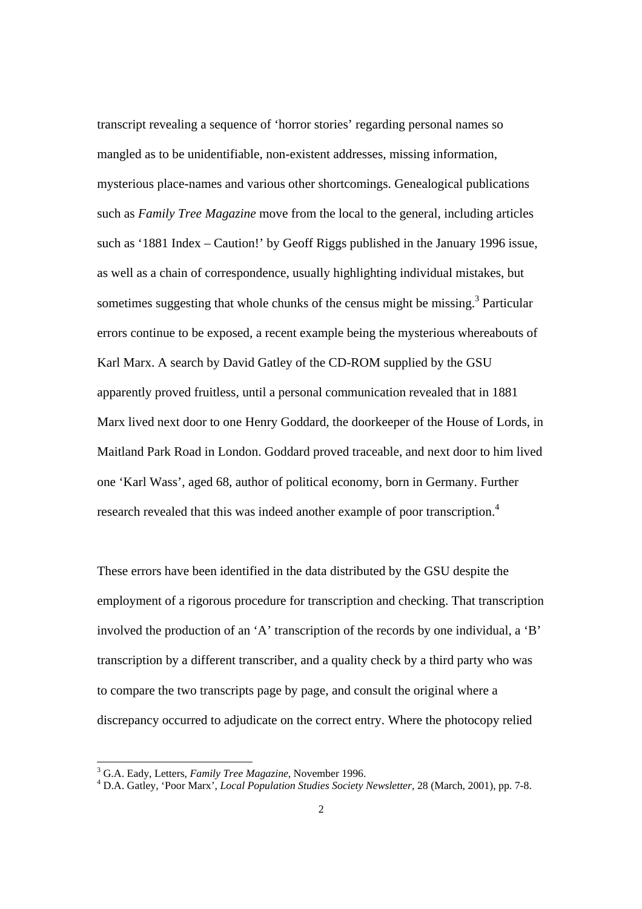transcript revealing a sequence of 'horror stories' regarding personal names so mangled as to be unidentifiable, non-existent addresses, missing information, mysterious place-names and various other shortcomings. Genealogical publications such as *Family Tree Magazine* move from the local to the general, including articles such as '1881 Index – Caution!' by Geoff Riggs published in the January 1996 issue, as well as a chain of correspondence, usually highlighting individual mistakes, but sometimes suggesting that whole chunks of the census might be missing.[3] Particular errors continue to be exposed, a recent example being the mysterious whereabouts of Karl Marx. A search by David Gatley of the CD-ROM supplied by the GSU apparently proved fruitless, until a personal communication revealed that in 1881 Marx lived next door to one Henry Goddard, the doorkeeper of the House of Lords, in Maitland Park Road in London. Goddard proved traceable, and next door to him lived one 'Karl Wass', aged 68, author of political economy, born in Germany. Further research revealed that this was indeed another example of poor transcription.[4]

These errors have been identified in the data distributed by the GSU despite the employment of a rigorous procedure for transcription and checking. That transcription involved the production of an 'A' transcription of the records by one individual, a 'B' transcription by a different transcriber, and a quality check by a third party who was to compare the two transcripts page by page, and consult the original where a discrepancy occurred to adjudicate on the correct entry. Where the photocopy relied

[3] G.A. Eady, Letters, *Family Tree Magazine*, November 1996.

[4] D.A. Gatley, 'Poor Marx', *Local Population Studies Society Newsletter*, 28 (March, 2001), pp. 7-8.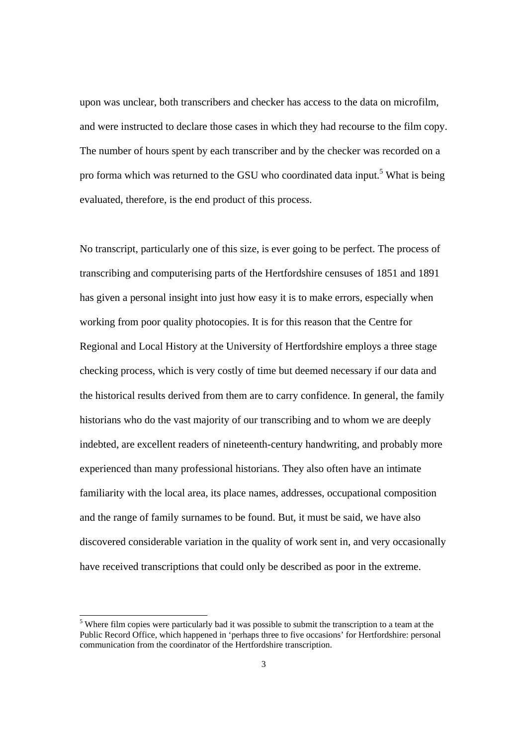upon was unclear, both transcribers and checker has access to the data on microfilm, and were instructed to declare those cases in which they had recourse to the film copy. The number of hours spent by each transcriber and by the checker was recorded on a pro forma which was returned to the GSU who coordinated data input.[5] What is being evaluated, therefore, is the end product of this process.

No transcript, particularly one of this size, is ever going to be perfect. The process of transcribing and computerising parts of the Hertfordshire censuses of 1851 and 1891 has given a personal insight into just how easy it is to make errors, especially when working from poor quality photocopies. It is for this reason that the Centre for Regional and Local History at the University of Hertfordshire employs a three stage checking process, which is very costly of time but deemed necessary if our data and the historical results derived from them are to carry confidence. In general, the family historians who do the vast majority of our transcribing and to whom we are deeply indebted, are excellent readers of nineteenth-century handwriting, and probably more experienced than many professional historians. They also often have an intimate familiarity with the local area, its place names, addresses, occupational composition and the range of family surnames to be found. But, it must be said, we have also discovered considerable variation in the quality of work sent in, and very occasionally have received transcriptions that could only be described as poor in the extreme.

[5] Where film copies were particularly bad it was possible to submit the transcription to a team at the Public Record Office, which happened in 'perhaps three to five occasions' for Hertfordshire: personal communication from the coordinator of the Hertfordshire transcription.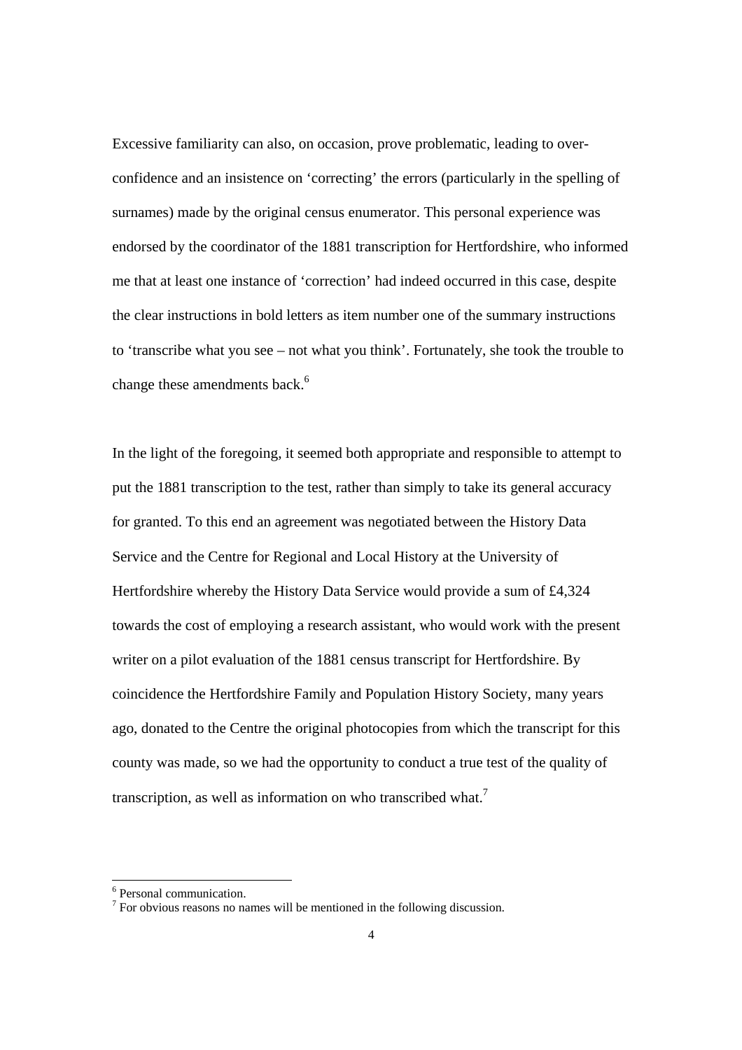Excessive familiarity can also, on occasion, prove problematic, leading to over-confidence and an insistence on 'correcting' the errors (particularly in the spelling of surnames) made by the original census enumerator. This personal experience was endorsed by the coordinator of the 1881 transcription for Hertfordshire, who informed me that at least one instance of 'correction' had indeed occurred in this case, despite the clear instructions in bold letters as item number one of the summary instructions to 'transcribe what you see – not what you think'. Fortunately, she took the trouble to change these amendments back.[6]

In the light of the foregoing, it seemed both appropriate and responsible to attempt to put the 1881 transcription to the test, rather than simply to take its general accuracy for granted. To this end an agreement was negotiated between the History Data Service and the Centre for Regional and Local History at the University of Hertfordshire whereby the History Data Service would provide a sum of £4,324 towards the cost of employing a research assistant, who would work with the present writer on a pilot evaluation of the 1881 census transcript for Hertfordshire. By coincidence the Hertfordshire Family and Population History Society, many years ago, donated to the Centre the original photocopies from which the transcript for this county was made, so we had the opportunity to conduct a true test of the quality of transcription, as well as information on who transcribed what.[7]

---

[6] Personal communication.

[7] For obvious reasons no names will be mentioned in the following discussion.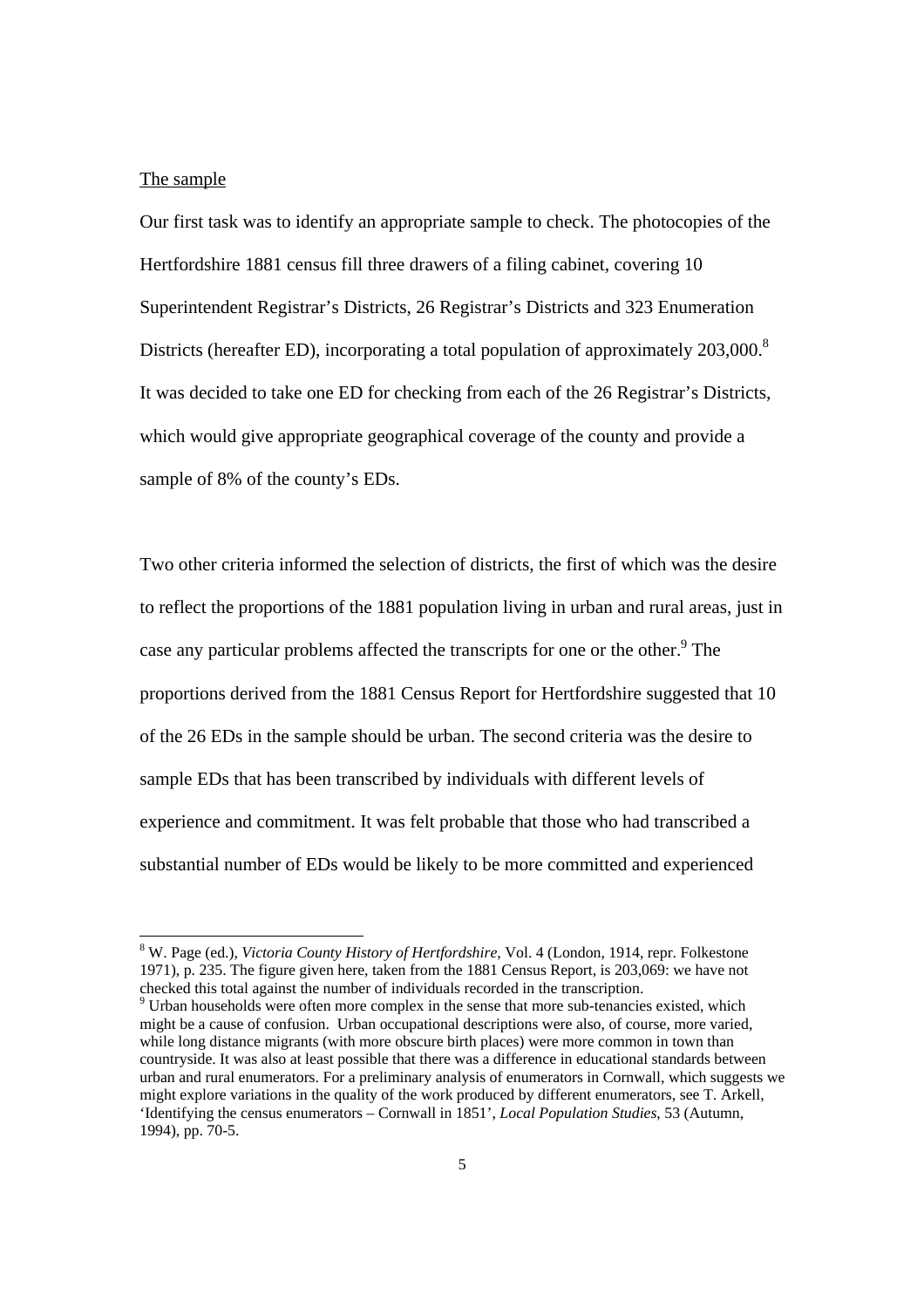The sample

Our first task was to identify an appropriate sample to check. The photocopies of the Hertfordshire 1881 census fill three drawers of a filing cabinet, covering 10 Superintendent Registrar's Districts, 26 Registrar's Districts and 323 Enumeration Districts (hereafter ED), incorporating a total population of approximately 203,000.[8] It was decided to take one ED for checking from each of the 26 Registrar's Districts, which would give appropriate geographical coverage of the county and provide a sample of 8% of the county's EDs.

Two other criteria informed the selection of districts, the first of which was the desire to reflect the proportions of the 1881 population living in urban and rural areas, just in case any particular problems affected the transcripts for one or the other.[9] The proportions derived from the 1881 Census Report for Hertfordshire suggested that 10 of the 26 EDs in the sample should be urban. The second criteria was the desire to sample EDs that has been transcribed by individuals with different levels of experience and commitment. It was felt probable that those who had transcribed a substantial number of EDs would be likely to be more committed and experienced

[8] W. Page (ed.), *Victoria County History of Hertfordshire*, Vol. 4 (London, 1914, repr. Folkestone 1971), p. 235. The figure given here, taken from the 1881 Census Report, is 203,069: we have not checked this total against the number of individuals recorded in the transcription.

[9] Urban households were often more complex in the sense that more sub-tenancies existed, which might be a cause of confusion. Urban occupational descriptions were also, of course, more varied, while long distance migrants (with more obscure birth places) were more common in town than countryside. It was also at least possible that there was a difference in educational standards between urban and rural enumerators. For a preliminary analysis of enumerators in Cornwall, which suggests we might explore variations in the quality of the work produced by different enumerators, see T. Arkell, 'Identifying the census enumerators – Cornwall in 1851', *Local Population Studies*, 53 (Autumn, 1994), pp. 70-5.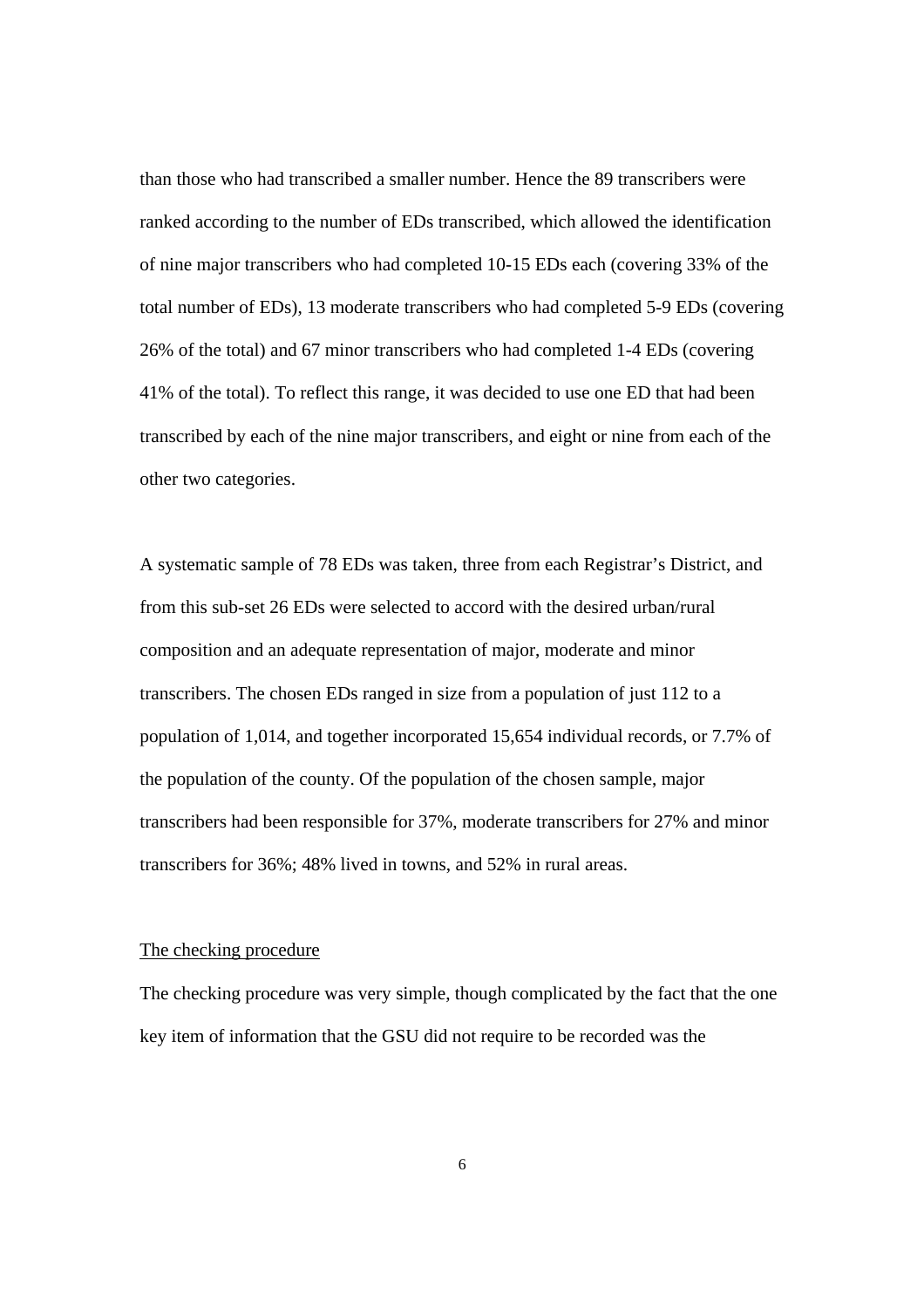than those who had transcribed a smaller number. Hence the 89 transcribers were ranked according to the number of EDs transcribed, which allowed the identification of nine major transcribers who had completed 10-15 EDs each (covering 33% of the total number of EDs), 13 moderate transcribers who had completed 5-9 EDs (covering 26% of the total) and 67 minor transcribers who had completed 1-4 EDs (covering 41% of the total). To reflect this range, it was decided to use one ED that had been transcribed by each of the nine major transcribers, and eight or nine from each of the other two categories.

A systematic sample of 78 EDs was taken, three from each Registrar's District, and from this sub-set 26 EDs were selected to accord with the desired urban/rural composition and an adequate representation of major, moderate and minor transcribers. The chosen EDs ranged in size from a population of just 112 to a population of 1,014, and together incorporated 15,654 individual records, or 7.7% of the population of the county. Of the population of the chosen sample, major transcribers had been responsible for 37%, moderate transcribers for 27% and minor transcribers for 36%; 48% lived in towns, and 52% in rural areas.

### The checking procedure

The checking procedure was very simple, though complicated by the fact that the one key item of information that the GSU did not require to be recorded was the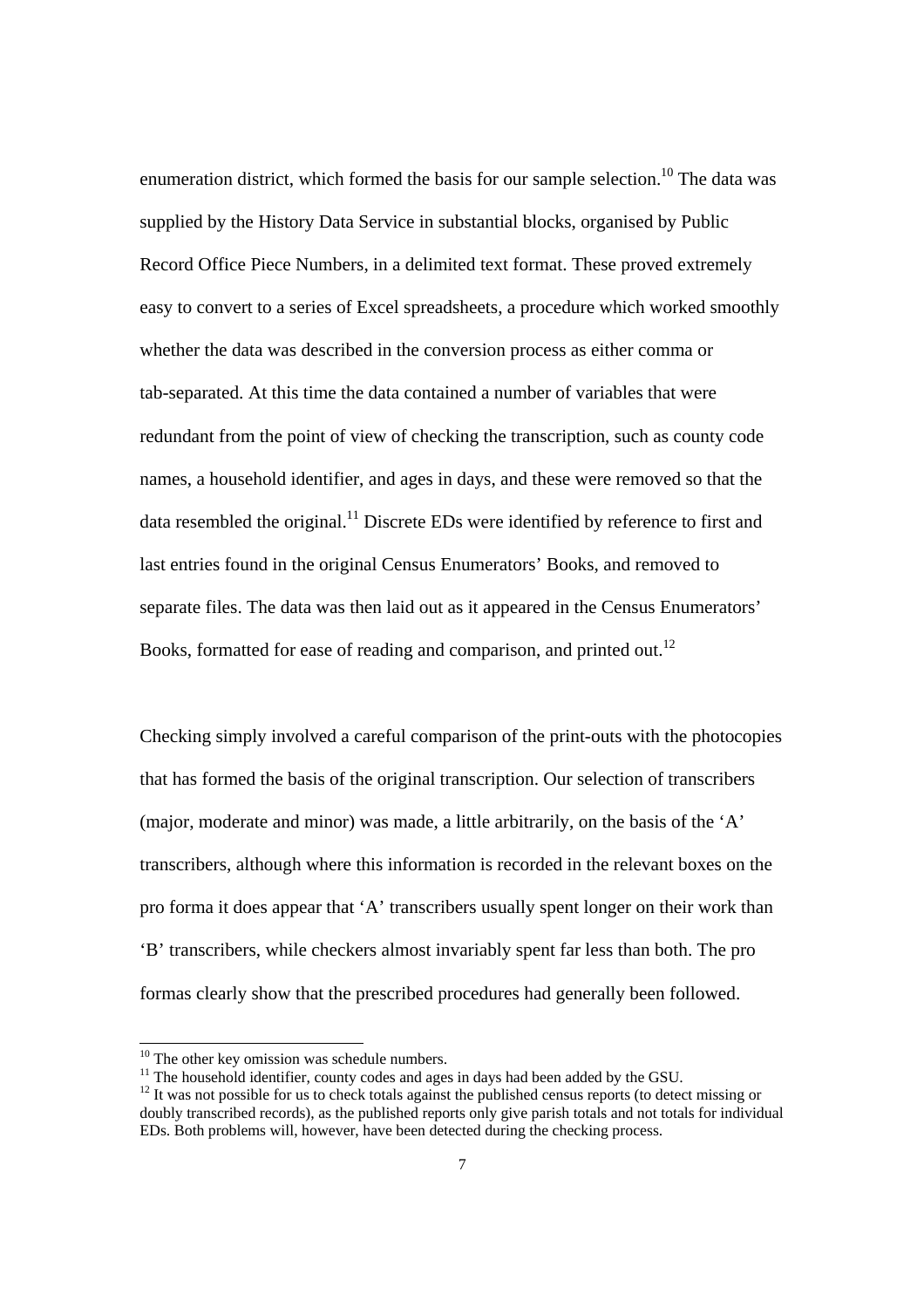enumeration district, which formed the basis for our sample selection.[10] The data was supplied by the History Data Service in substantial blocks, organised by Public Record Office Piece Numbers, in a delimited text format. These proved extremely easy to convert to a series of Excel spreadsheets, a procedure which worked smoothly whether the data was described in the conversion process as either comma or tab-separated. At this time the data contained a number of variables that were redundant from the point of view of checking the transcription, such as county code names, a household identifier, and ages in days, and these were removed so that the data resembled the original.[11] Discrete EDs were identified by reference to first and last entries found in the original Census Enumerators' Books, and removed to separate files. The data was then laid out as it appeared in the Census Enumerators' Books, formatted for ease of reading and comparison, and printed out.[12]

Checking simply involved a careful comparison of the print-outs with the photocopies that has formed the basis of the original transcription. Our selection of transcribers (major, moderate and minor) was made, a little arbitrarily, on the basis of the 'A' transcribers, although where this information is recorded in the relevant boxes on the pro forma it does appear that 'A' transcribers usually spent longer on their work than 'B' transcribers, while checkers almost invariably spent far less than both. The pro formas clearly show that the prescribed procedures had generally been followed.

---

[10] The other key omission was schedule numbers.

[11] The household identifier, county codes and ages in days had been added by the GSU.

[12] It was not possible for us to check totals against the published census reports (to detect missing or doubly transcribed records), as the published reports only give parish totals and not totals for individual EDs. Both problems will, however, have been detected during the checking process.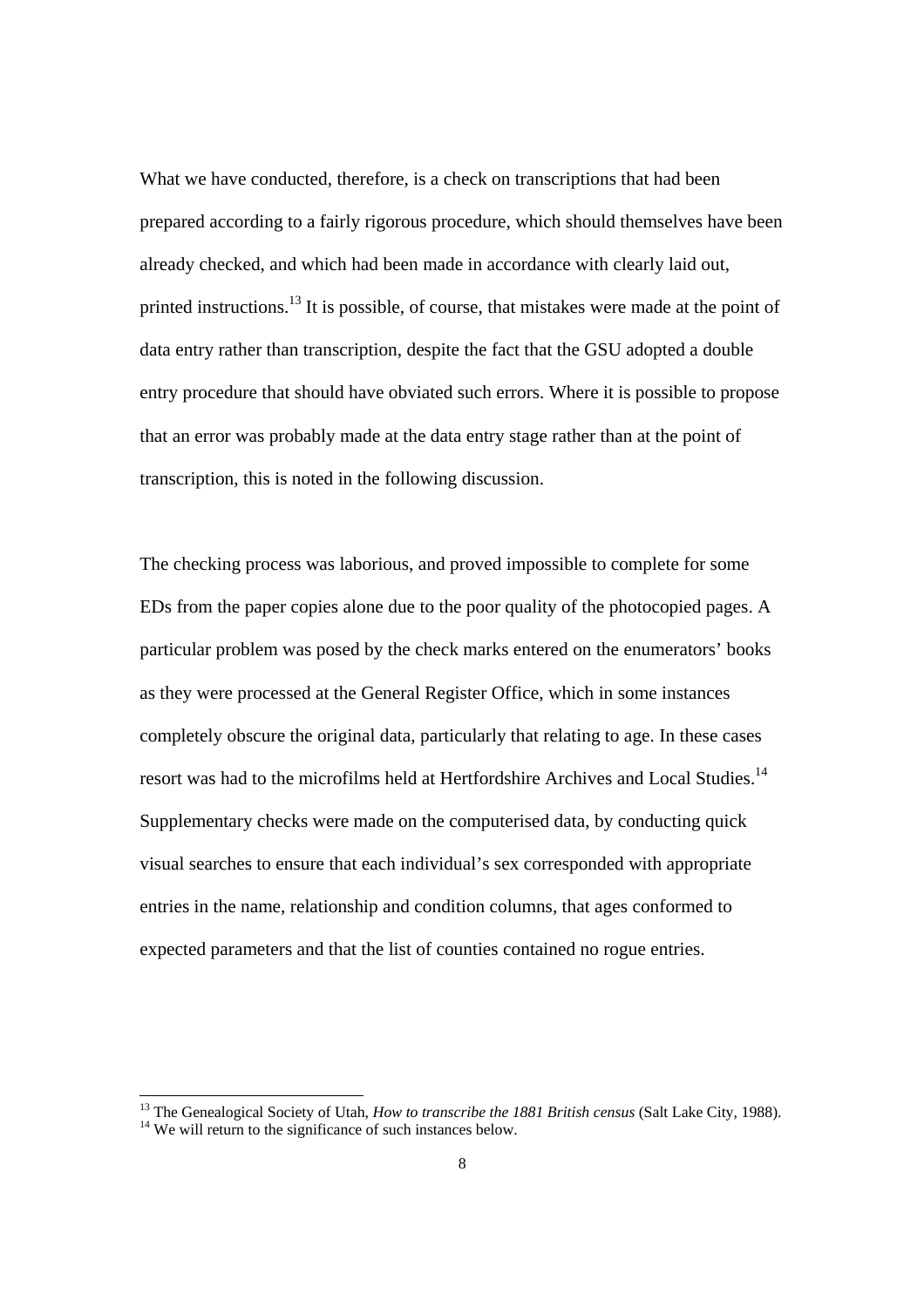What we have conducted, therefore, is a check on transcriptions that had been prepared according to a fairly rigorous procedure, which should themselves have been already checked, and which had been made in accordance with clearly laid out, printed instructions.[13] It is possible, of course, that mistakes were made at the point of data entry rather than transcription, despite the fact that the GSU adopted a double entry procedure that should have obviated such errors. Where it is possible to propose that an error was probably made at the data entry stage rather than at the point of transcription, this is noted in the following discussion.

The checking process was laborious, and proved impossible to complete for some EDs from the paper copies alone due to the poor quality of the photocopied pages. A particular problem was posed by the check marks entered on the enumerators' books as they were processed at the General Register Office, which in some instances completely obscure the original data, particularly that relating to age. In these cases resort was had to the microfilms held at Hertfordshire Archives and Local Studies.[14] Supplementary checks were made on the computerised data, by conducting quick visual searches to ensure that each individual's sex corresponded with appropriate entries in the name, relationship and condition columns, that ages conformed to expected parameters and that the list of counties contained no rogue entries.

---

[13] The Genealogical Society of Utah, *How to transcribe the 1881 British census* (Salt Lake City, 1988).

[14] We will return to the significance of such instances below.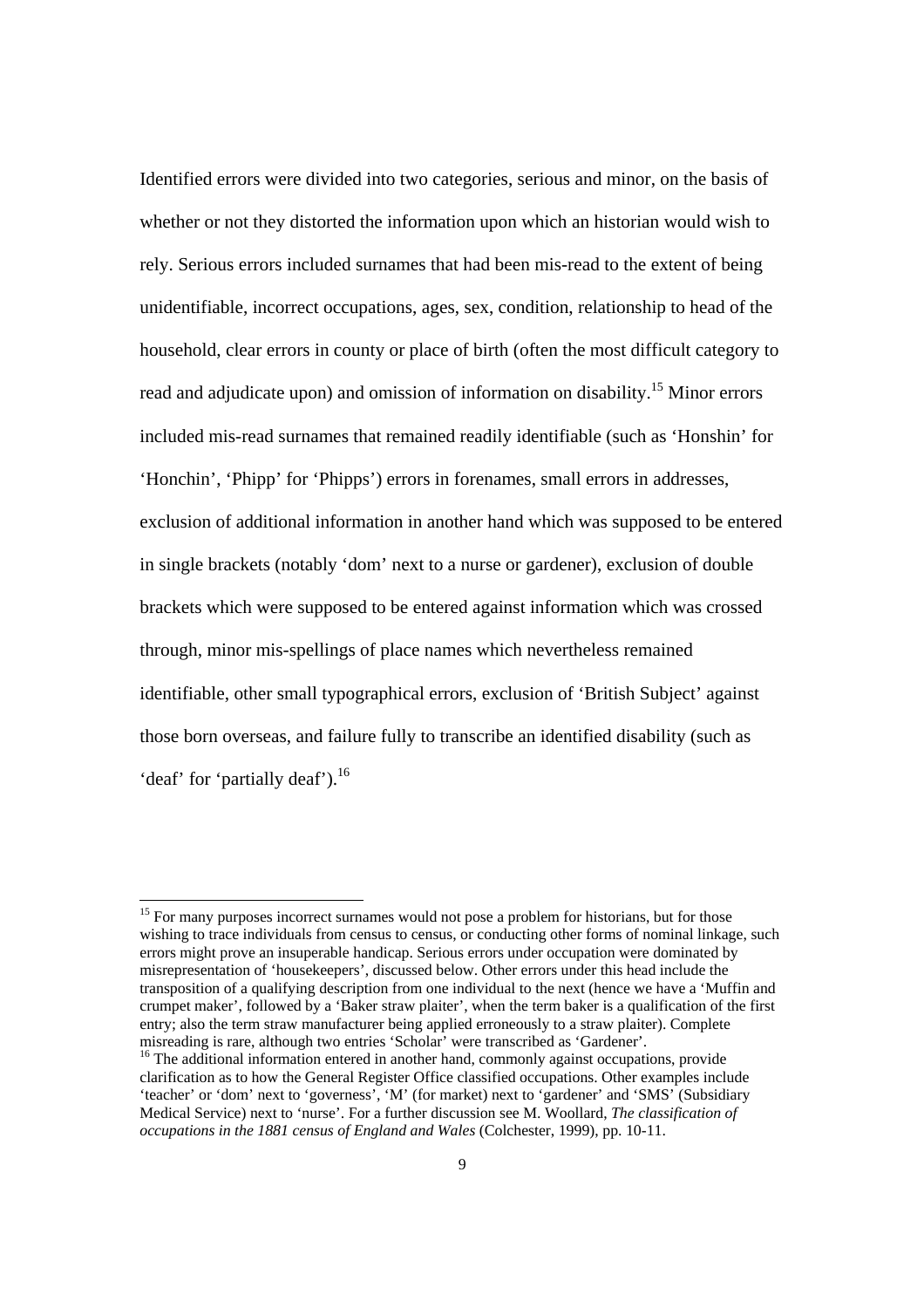Identified errors were divided into two categories, serious and minor, on the basis of whether or not they distorted the information upon which an historian would wish to rely. Serious errors included surnames that had been mis-read to the extent of being unidentifiable, incorrect occupations, ages, sex, condition, relationship to head of the household, clear errors in county or place of birth (often the most difficult category to read and adjudicate upon) and omission of information on disability.[15] Minor errors included mis-read surnames that remained readily identifiable (such as 'Honshin' for 'Honchin', 'Phipp' for 'Phipps') errors in forenames, small errors in addresses, exclusion of additional information in another hand which was supposed to be entered in single brackets (notably 'dom' next to a nurse or gardener), exclusion of double brackets which were supposed to be entered against information which was crossed through, minor mis-spellings of place names which nevertheless remained identifiable, other small typographical errors, exclusion of 'British Subject' against those born overseas, and failure fully to transcribe an identified disability (such as 'deaf' for 'partially deaf').[16]

---

[15] For many purposes incorrect surnames would not pose a problem for historians, but for those wishing to trace individuals from census to census, or conducting other forms of nominal linkage, such errors might prove an insuperable handicap. Serious errors under occupation were dominated by misrepresentation of 'housekeepers', discussed below. Other errors under this head include the transposition of a qualifying description from one individual to the next (hence we have a 'Muffin and crumpet maker', followed by a 'Baker straw plaiter', when the term baker is a qualification of the first entry; also the term straw manufacturer being applied erroneously to a straw plaiter). Complete misreading is rare, although two entries 'Scholar' were transcribed as 'Gardener'.

[16] The additional information entered in another hand, commonly against occupations, provide clarification as to how the General Register Office classified occupations. Other examples include 'teacher' or 'dom' next to 'governess', 'M' (for market) next to 'gardener' and 'SMS' (Subsidiary Medical Service) next to 'nurse'. For a further discussion see M. Woollard, *The classification of occupations in the 1881 census of England and Wales* (Colchester, 1999), pp. 10-11.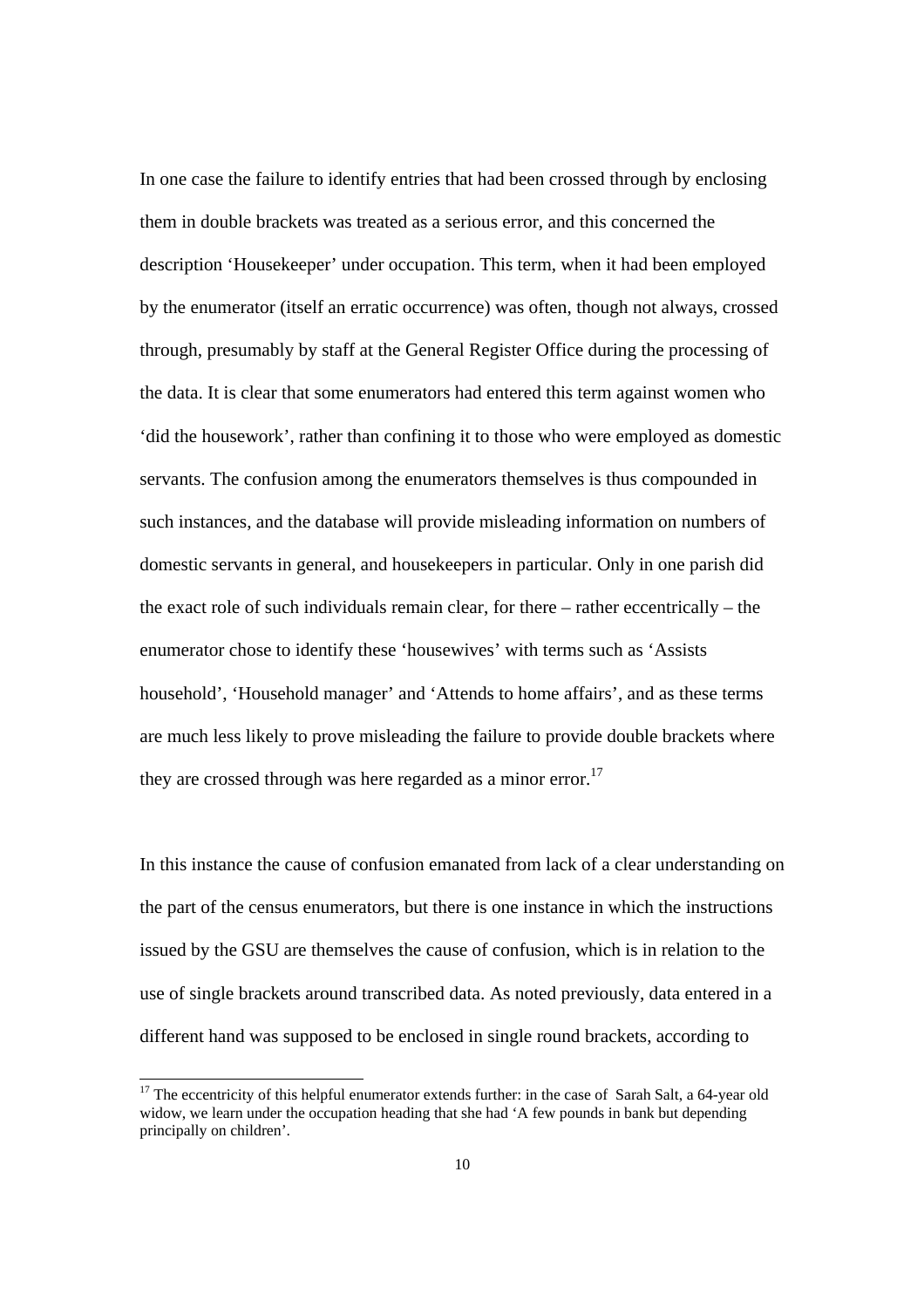In one case the failure to identify entries that had been crossed through by enclosing them in double brackets was treated as a serious error, and this concerned the description 'Housekeeper' under occupation. This term, when it had been employed by the enumerator (itself an erratic occurrence) was often, though not always, crossed through, presumably by staff at the General Register Office during the processing of the data. It is clear that some enumerators had entered this term against women who 'did the housework', rather than confining it to those who were employed as domestic servants. The confusion among the enumerators themselves is thus compounded in such instances, and the database will provide misleading information on numbers of domestic servants in general, and housekeepers in particular. Only in one parish did the exact role of such individuals remain clear, for there – rather eccentrically – the enumerator chose to identify these 'housewives' with terms such as 'Assists household', 'Household manager' and 'Attends to home affairs', and as these terms are much less likely to prove misleading the failure to provide double brackets where they are crossed through was here regarded as a minor error.[17]

In this instance the cause of confusion emanated from lack of a clear understanding on the part of the census enumerators, but there is one instance in which the instructions issued by the GSU are themselves the cause of confusion, which is in relation to the use of single brackets around transcribed data. As noted previously, data entered in a different hand was supposed to be enclosed in single round brackets, according to

[17] The eccentricity of this helpful enumerator extends further: in the case of Sarah Salt, a 64-year old widow, we learn under the occupation heading that she had 'A few pounds in bank but depending principally on children'.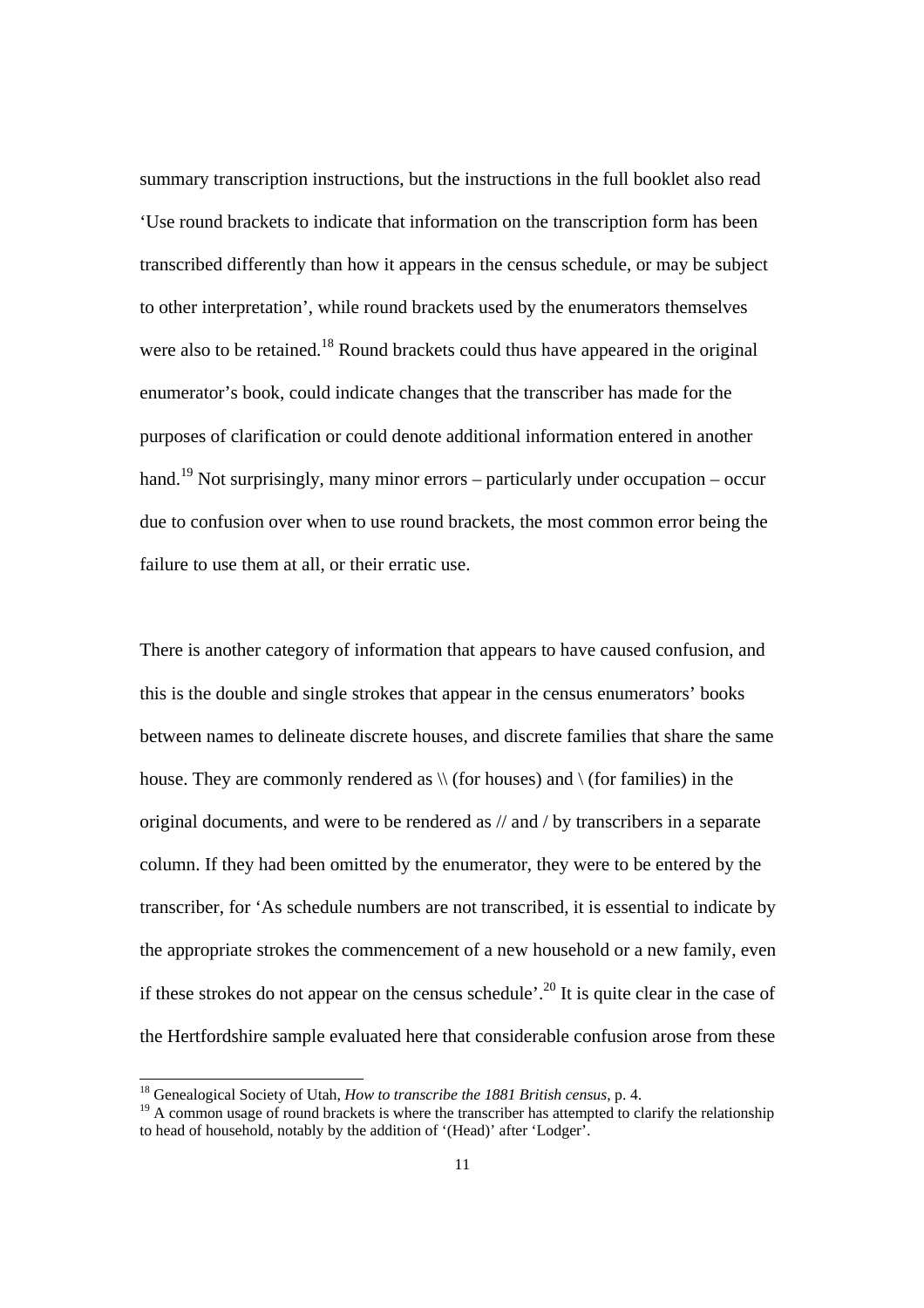summary transcription instructions, but the instructions in the full booklet also read 'Use round brackets to indicate that information on the transcription form has been transcribed differently than how it appears in the census schedule, or may be subject to other interpretation', while round brackets used by the enumerators themselves were also to be retained.[18] Round brackets could thus have appeared in the original enumerator's book, could indicate changes that the transcriber has made for the purposes of clarification or could denote additional information entered in another hand.[19] Not surprisingly, many minor errors – particularly under occupation – occur due to confusion over when to use round brackets, the most common error being the failure to use them at all, or their erratic use.

There is another category of information that appears to have caused confusion, and this is the double and single strokes that appear in the census enumerators' books between names to delineate discrete houses, and discrete families that share the same house. They are commonly rendered as \\ (for houses) and \ (for families) in the original documents, and were to be rendered as // and / by transcribers in a separate column. If they had been omitted by the enumerator, they were to be entered by the transcriber, for 'As schedule numbers are not transcribed, it is essential to indicate by the appropriate strokes the commencement of a new household or a new family, even if these strokes do not appear on the census schedule'.[20] It is quite clear in the case of the Hertfordshire sample evaluated here that considerable confusion arose from these

---

[18] Genealogical Society of Utah, *How to transcribe the 1881 British census*, p. 4.

[19] A common usage of round brackets is where the transcriber has attempted to clarify the relationship to head of household, notably by the addition of '(Head)' after 'Lodger'.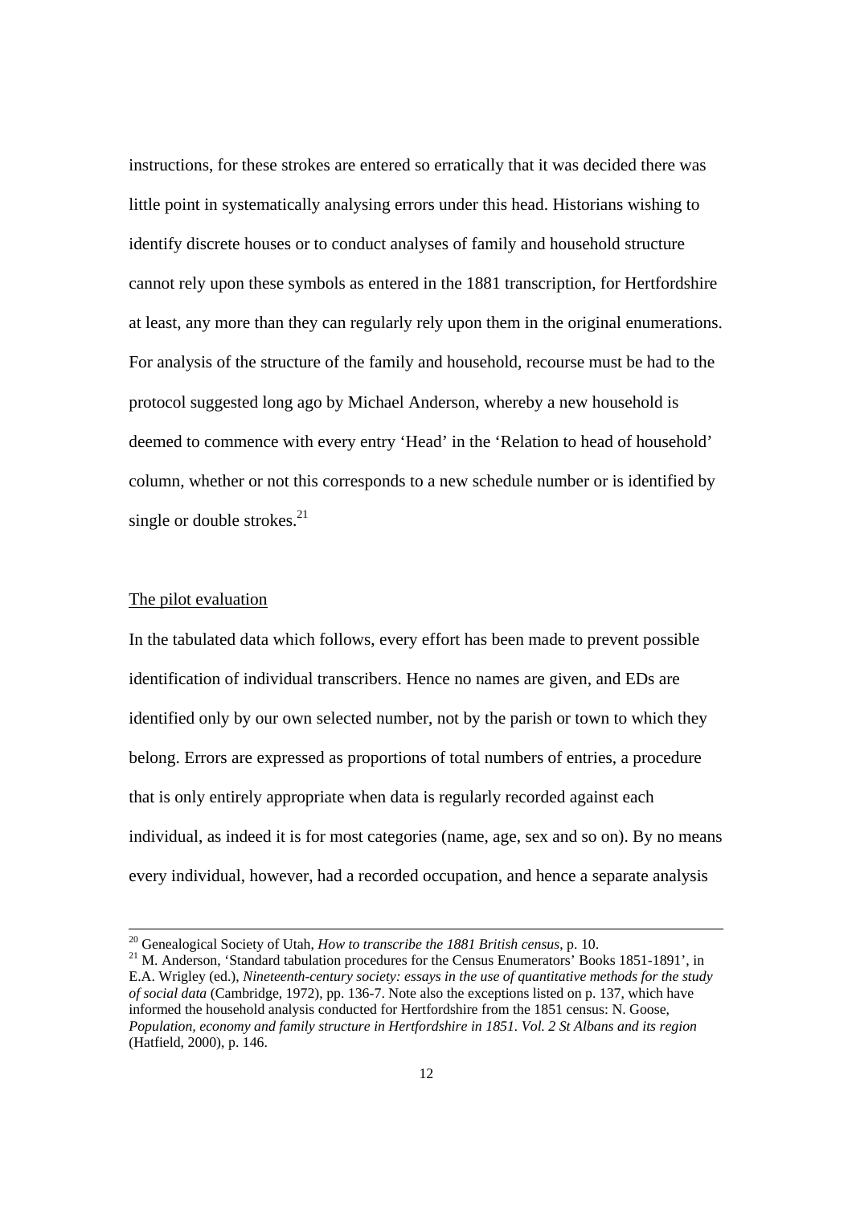instructions, for these strokes are entered so erratically that it was decided there was little point in systematically analysing errors under this head. Historians wishing to identify discrete houses or to conduct analyses of family and household structure cannot rely upon these symbols as entered in the 1881 transcription, for Hertfordshire at least, any more than they can regularly rely upon them in the original enumerations. For analysis of the structure of the family and household, recourse must be had to the protocol suggested long ago by Michael Anderson, whereby a new household is deemed to commence with every entry 'Head' in the 'Relation to head of household' column, whether or not this corresponds to a new schedule number or is identified by single or double strokes.[21]

## The pilot evaluation

In the tabulated data which follows, every effort has been made to prevent possible identification of individual transcribers. Hence no names are given, and EDs are identified only by our own selected number, not by the parish or town to which they belong. Errors are expressed as proportions of total numbers of entries, a procedure that is only entirely appropriate when data is regularly recorded against each individual, as indeed it is for most categories (name, age, sex and so on). By no means every individual, however, had a recorded occupation, and hence a separate analysis

---

[20] Genealogical Society of Utah, *How to transcribe the 1881 British census*, p. 10.

[21] M. Anderson, 'Standard tabulation procedures for the Census Enumerators' Books 1851-1891', in E.A. Wrigley (ed.), *Nineteenth-century society: essays in the use of quantitative methods for the study of social data* (Cambridge, 1972), pp. 136-7. Note also the exceptions listed on p. 137, which have informed the household analysis conducted for Hertfordshire from the 1851 census: N. Goose, *Population, economy and family structure in Hertfordshire in 1851. Vol. 2 St Albans and its region* (Hatfield, 2000), p. 146.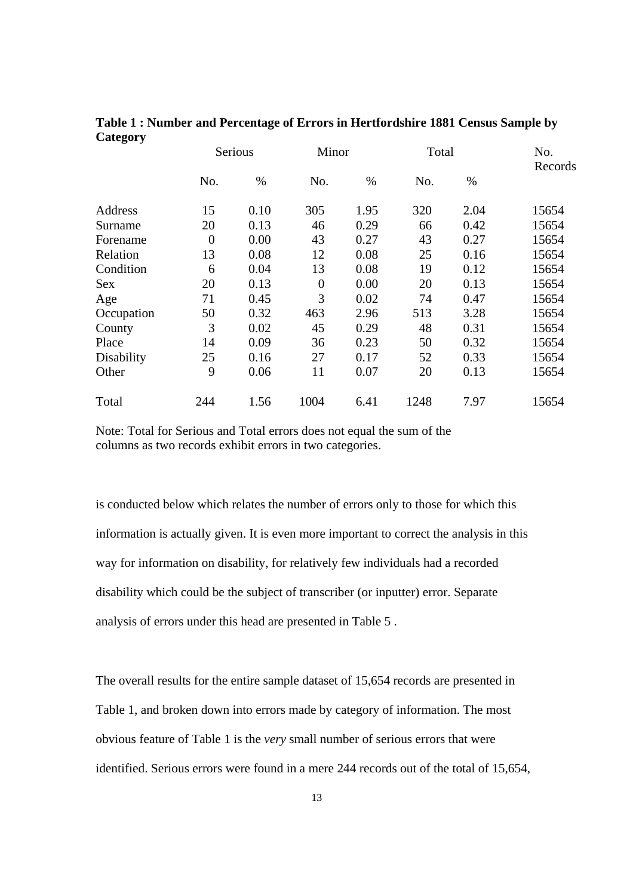**Table 1 : Number and Percentage of Errors in Hertfordshire 1881 Census Sample by Category**

| | Serious | | Minor | | Total | | No. Records |
|---|---|---|---|---|---|---|---|
| | No. | % | No. | % | No. | % | |
| Address | 15 | 0.10 | 305 | 1.95 | 320 | 2.04 | 15654 |
| Surname | 20 | 0.13 | 46 | 0.29 | 66 | 0.42 | 15654 |
| Forename | 0 | 0.00 | 43 | 0.27 | 43 | 0.27 | 15654 |
| Relation | 13 | 0.08 | 12 | 0.08 | 25 | 0.16 | 15654 |
| Condition | 6 | 0.04 | 13 | 0.08 | 19 | 0.12 | 15654 |
| Sex | 20 | 0.13 | 0 | 0.00 | 20 | 0.13 | 15654 |
| Age | 71 | 0.45 | 3 | 0.02 | 74 | 0.47 | 15654 |
| Occupation | 50 | 0.32 | 463 | 2.96 | 513 | 3.28 | 15654 |
| County | 3 | 0.02 | 45 | 0.29 | 48 | 0.31 | 15654 |
| Place | 14 | 0.09 | 36 | 0.23 | 50 | 0.32 | 15654 |
| Disability | 25 | 0.16 | 27 | 0.17 | 52 | 0.33 | 15654 |
| Other | 9 | 0.06 | 11 | 0.07 | 20 | 0.13 | 15654 |
| Total | 244 | 1.56 | 1004 | 6.41 | 1248 | 7.97 | 15654 |

Note: Total for Serious and Total errors does not equal the sum of the columns as two records exhibit errors in two categories.

is conducted below which relates the number of errors only to those for which this information is actually given. It is even more important to correct the analysis in this way for information on disability, for relatively few individuals had a recorded disability which could be the subject of transcriber (or inputter) error. Separate analysis of errors under this head are presented in Table 5 .

The overall results for the entire sample dataset of 15,654 records are presented in Table 1, and broken down into errors made by category of information. The most obvious feature of Table 1 is the *very* small number of serious errors that were identified. Serious errors were found in a mere 244 records out of the total of 15,654,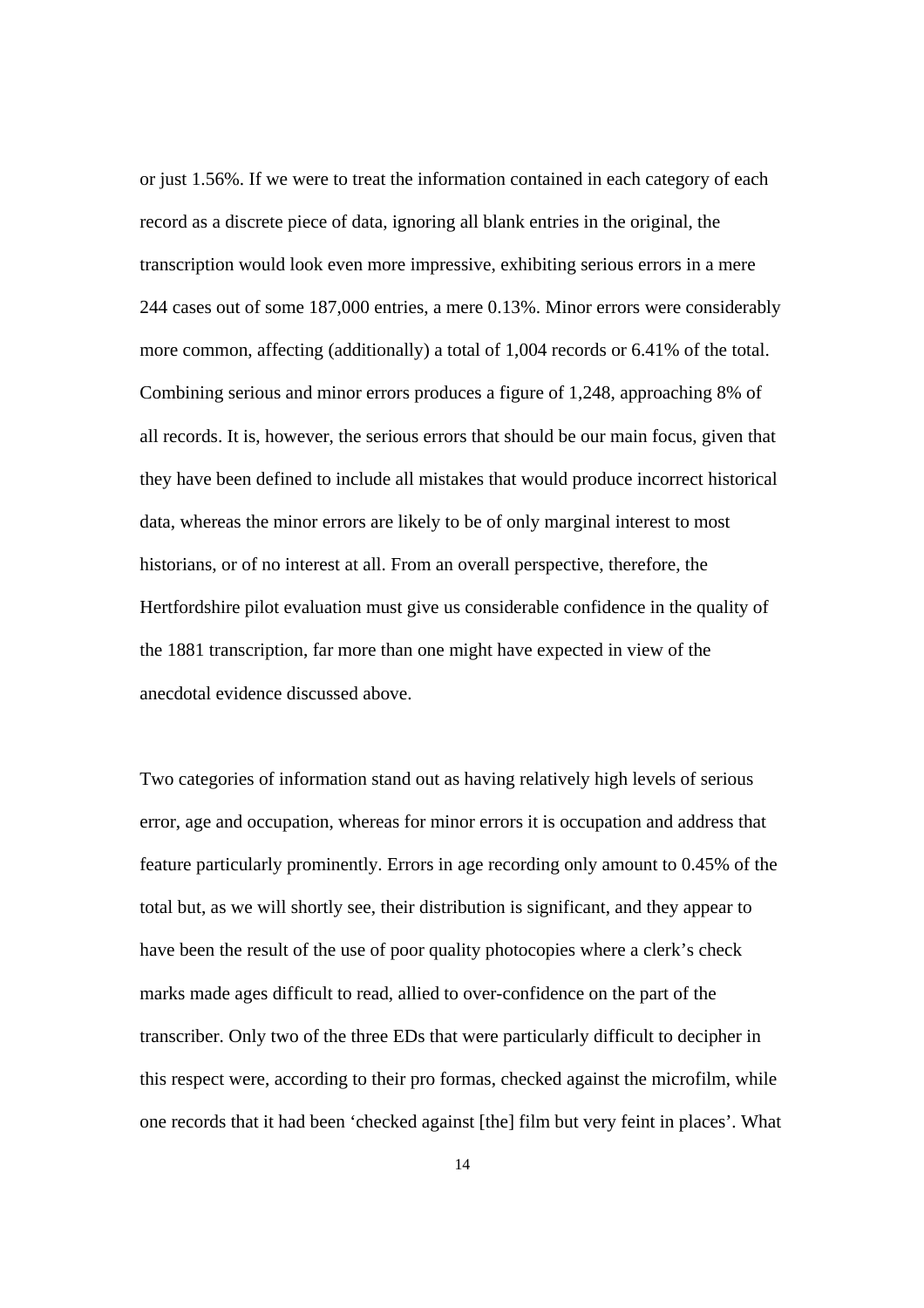or just 1.56%. If we were to treat the information contained in each category of each record as a discrete piece of data, ignoring all blank entries in the original, the transcription would look even more impressive, exhibiting serious errors in a mere 244 cases out of some 187,000 entries, a mere 0.13%. Minor errors were considerably more common, affecting (additionally) a total of 1,004 records or 6.41% of the total. Combining serious and minor errors produces a figure of 1,248, approaching 8% of all records. It is, however, the serious errors that should be our main focus, given that they have been defined to include all mistakes that would produce incorrect historical data, whereas the minor errors are likely to be of only marginal interest to most historians, or of no interest at all. From an overall perspective, therefore, the Hertfordshire pilot evaluation must give us considerable confidence in the quality of the 1881 transcription, far more than one might have expected in view of the anecdotal evidence discussed above.

Two categories of information stand out as having relatively high levels of serious error, age and occupation, whereas for minor errors it is occupation and address that feature particularly prominently. Errors in age recording only amount to 0.45% of the total but, as we will shortly see, their distribution is significant, and they appear to have been the result of the use of poor quality photocopies where a clerk's check marks made ages difficult to read, allied to over-confidence on the part of the transcriber. Only two of the three EDs that were particularly difficult to decipher in this respect were, according to their pro formas, checked against the microfilm, while one records that it had been 'checked against [the] film but very feint in places'. What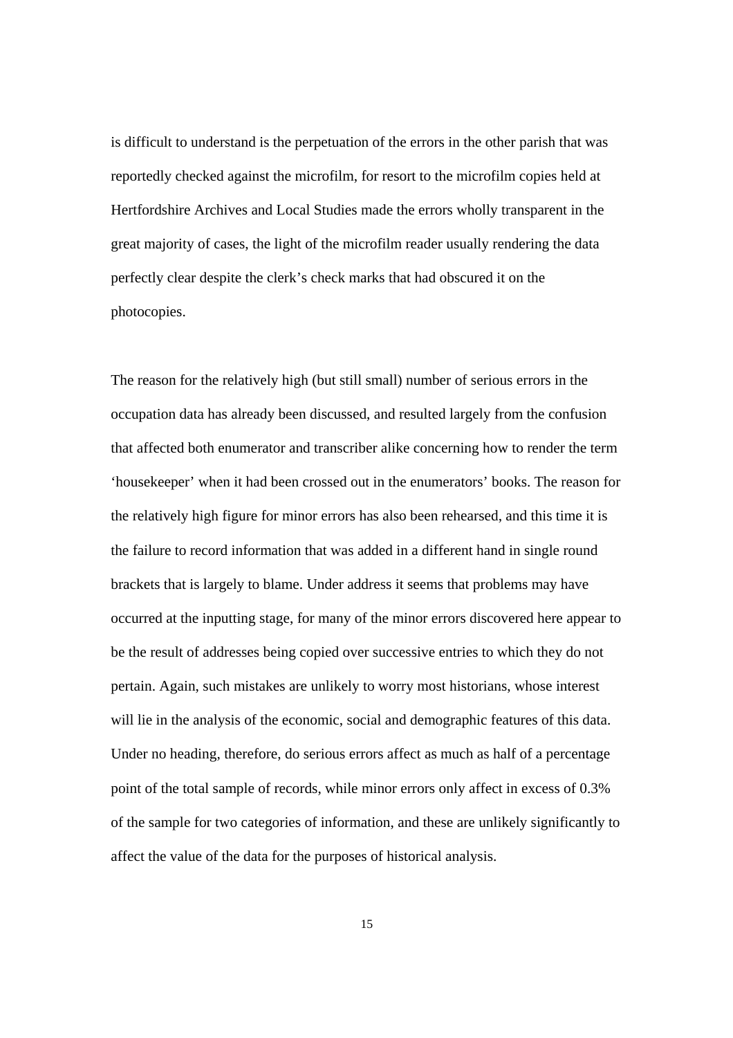is difficult to understand is the perpetuation of the errors in the other parish that was reportedly checked against the microfilm, for resort to the microfilm copies held at Hertfordshire Archives and Local Studies made the errors wholly transparent in the great majority of cases, the light of the microfilm reader usually rendering the data perfectly clear despite the clerk's check marks that had obscured it on the photocopies.

The reason for the relatively high (but still small) number of serious errors in the occupation data has already been discussed, and resulted largely from the confusion that affected both enumerator and transcriber alike concerning how to render the term 'housekeeper' when it had been crossed out in the enumerators' books. The reason for the relatively high figure for minor errors has also been rehearsed, and this time it is the failure to record information that was added in a different hand in single round brackets that is largely to blame. Under address it seems that problems may have occurred at the inputting stage, for many of the minor errors discovered here appear to be the result of addresses being copied over successive entries to which they do not pertain. Again, such mistakes are unlikely to worry most historians, whose interest will lie in the analysis of the economic, social and demographic features of this data. Under no heading, therefore, do serious errors affect as much as half of a percentage point of the total sample of records, while minor errors only affect in excess of 0.3% of the sample for two categories of information, and these are unlikely significantly to affect the value of the data for the purposes of historical analysis.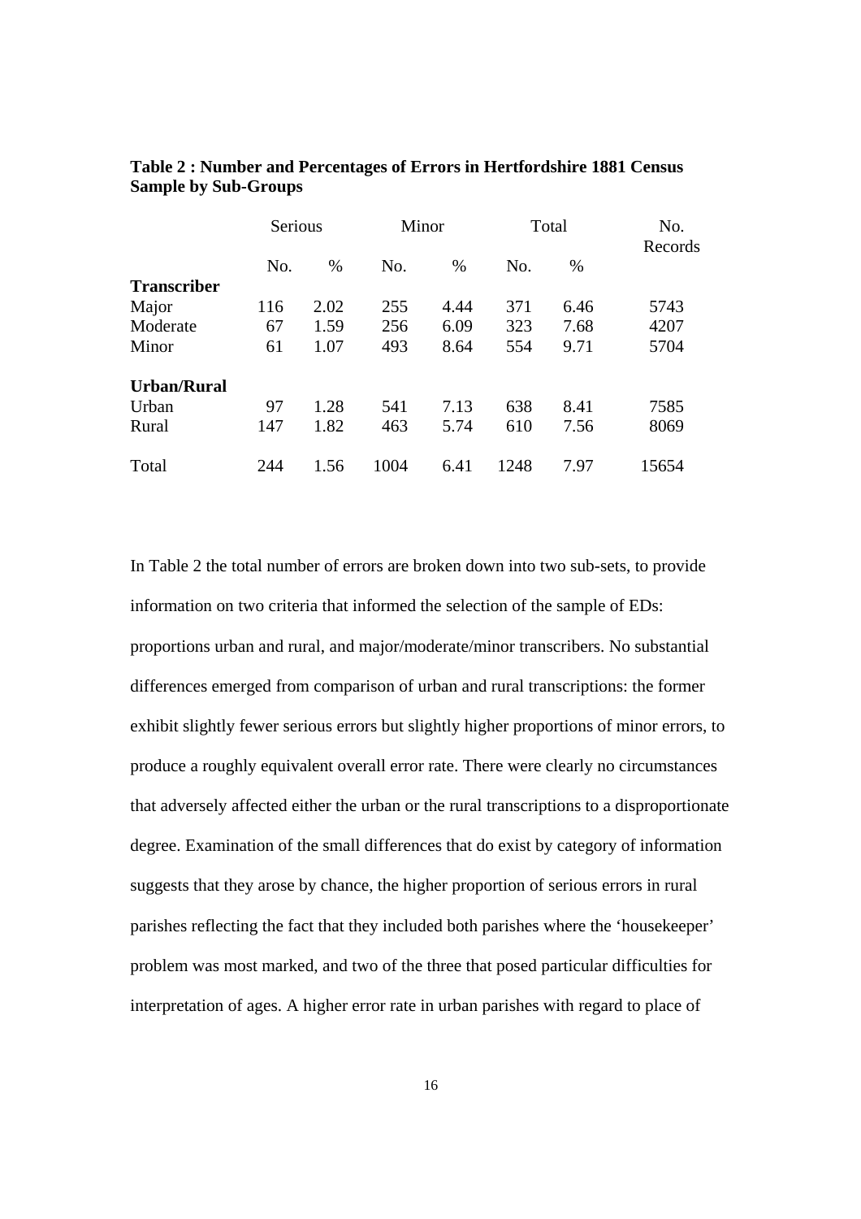**Table 2 : Number and Percentages of Errors in Hertfordshire 1881 Census Sample by Sub-Groups**

| | Serious | | Minor | | Total | | No. Records |
|---|---|---|---|---|---|---|---|
| | No. | % | No. | % | No. | % | |
| **Transcriber** | | | | | | | |
| Major | 116 | 2.02 | 255 | 4.44 | 371 | 6.46 | 5743 |
| Moderate | 67 | 1.59 | 256 | 6.09 | 323 | 7.68 | 4207 |
| Minor | 61 | 1.07 | 493 | 8.64 | 554 | 9.71 | 5704 |
| **Urban/Rural** | | | | | | | |
| Urban | 97 | 1.28 | 541 | 7.13 | 638 | 8.41 | 7585 |
| Rural | 147 | 1.82 | 463 | 5.74 | 610 | 7.56 | 8069 |
| Total | 244 | 1.56 | 1004 | 6.41 | 1248 | 7.97 | 15654 |

In Table 2 the total number of errors are broken down into two sub-sets, to provide information on two criteria that informed the selection of the sample of EDs: proportions urban and rural, and major/moderate/minor transcribers. No substantial differences emerged from comparison of urban and rural transcriptions: the former exhibit slightly fewer serious errors but slightly higher proportions of minor errors, to produce a roughly equivalent overall error rate. There were clearly no circumstances that adversely affected either the urban or the rural transcriptions to a disproportionate degree. Examination of the small differences that do exist by category of information suggests that they arose by chance, the higher proportion of serious errors in rural parishes reflecting the fact that they included both parishes where the 'housekeeper' problem was most marked, and two of the three that posed particular difficulties for interpretation of ages. A higher error rate in urban parishes with regard to place of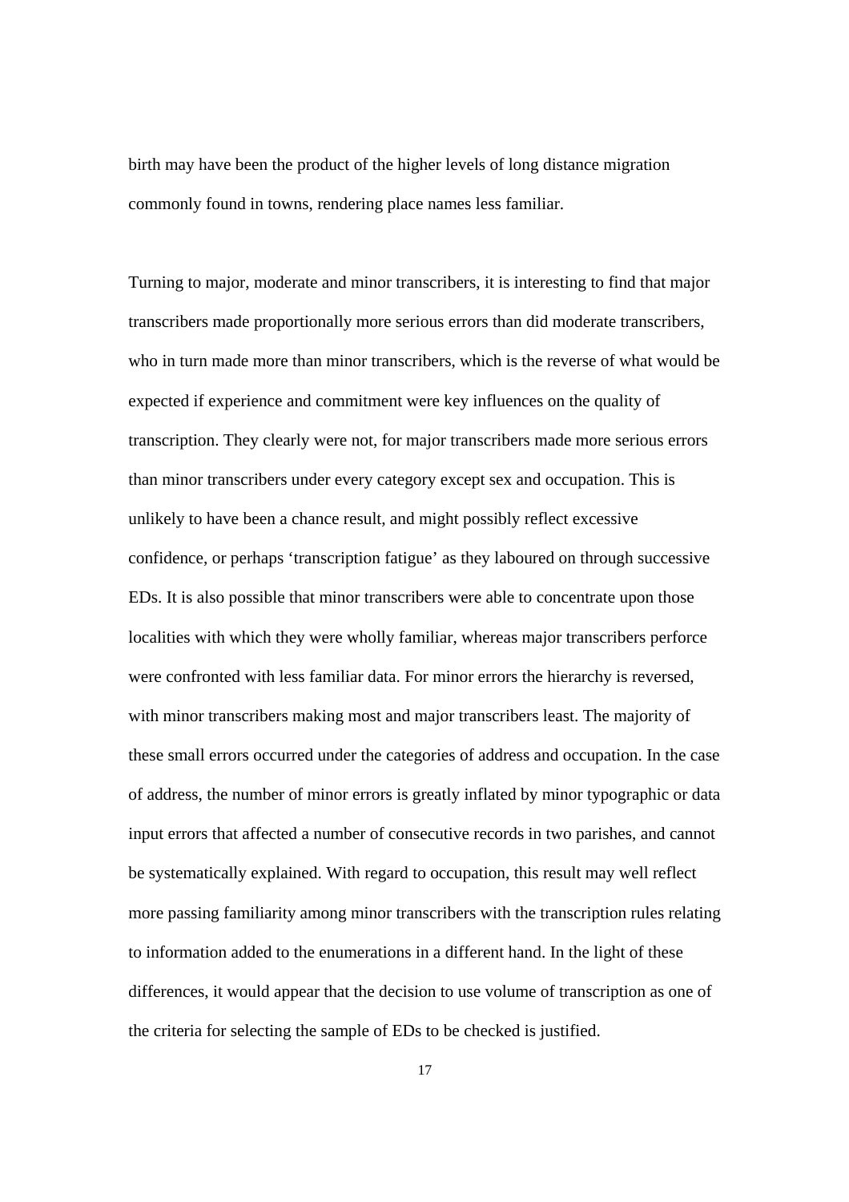birth may have been the product of the higher levels of long distance migration commonly found in towns, rendering place names less familiar.

Turning to major, moderate and minor transcribers, it is interesting to find that major transcribers made proportionally more serious errors than did moderate transcribers, who in turn made more than minor transcribers, which is the reverse of what would be expected if experience and commitment were key influences on the quality of transcription. They clearly were not, for major transcribers made more serious errors than minor transcribers under every category except sex and occupation. This is unlikely to have been a chance result, and might possibly reflect excessive confidence, or perhaps 'transcription fatigue' as they laboured on through successive EDs. It is also possible that minor transcribers were able to concentrate upon those localities with which they were wholly familiar, whereas major transcribers perforce were confronted with less familiar data. For minor errors the hierarchy is reversed, with minor transcribers making most and major transcribers least. The majority of these small errors occurred under the categories of address and occupation. In the case of address, the number of minor errors is greatly inflated by minor typographic or data input errors that affected a number of consecutive records in two parishes, and cannot be systematically explained. With regard to occupation, this result may well reflect more passing familiarity among minor transcribers with the transcription rules relating to information added to the enumerations in a different hand. In the light of these differences, it would appear that the decision to use volume of transcription as one of the criteria for selecting the sample of EDs to be checked is justified.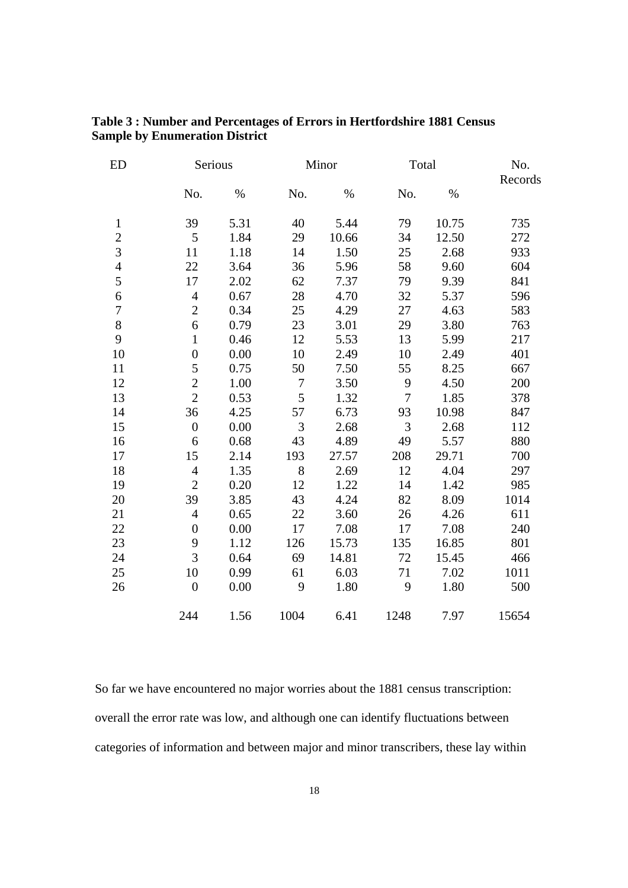**Table 3 : Number and Percentages of Errors in Hertfordshire 1881 Census Sample by Enumeration District**

| ED | Serious | | Minor | | Total | | No. Records |
|---|---|---|---|---|---|---|---|
| | No. | % | No. | % | No. | % | |
| 1 | 39 | 5.31 | 40 | 5.44 | 79 | 10.75 | 735 |
| 2 | 5 | 1.84 | 29 | 10.66 | 34 | 12.50 | 272 |
| 3 | 11 | 1.18 | 14 | 1.50 | 25 | 2.68 | 933 |
| 4 | 22 | 3.64 | 36 | 5.96 | 58 | 9.60 | 604 |
| 5 | 17 | 2.02 | 62 | 7.37 | 79 | 9.39 | 841 |
| 6 | 4 | 0.67 | 28 | 4.70 | 32 | 5.37 | 596 |
| 7 | 2 | 0.34 | 25 | 4.29 | 27 | 4.63 | 583 |
| 8 | 6 | 0.79 | 23 | 3.01 | 29 | 3.80 | 763 |
| 9 | 1 | 0.46 | 12 | 5.53 | 13 | 5.99 | 217 |
| 10 | 0 | 0.00 | 10 | 2.49 | 10 | 2.49 | 401 |
| 11 | 5 | 0.75 | 50 | 7.50 | 55 | 8.25 | 667 |
| 12 | 2 | 1.00 | 7 | 3.50 | 9 | 4.50 | 200 |
| 13 | 2 | 0.53 | 5 | 1.32 | 7 | 1.85 | 378 |
| 14 | 36 | 4.25 | 57 | 6.73 | 93 | 10.98 | 847 |
| 15 | 0 | 0.00 | 3 | 2.68 | 3 | 2.68 | 112 |
| 16 | 6 | 0.68 | 43 | 4.89 | 49 | 5.57 | 880 |
| 17 | 15 | 2.14 | 193 | 27.57 | 208 | 29.71 | 700 |
| 18 | 4 | 1.35 | 8 | 2.69 | 12 | 4.04 | 297 |
| 19 | 2 | 0.20 | 12 | 1.22 | 14 | 1.42 | 985 |
| 20 | 39 | 3.85 | 43 | 4.24 | 82 | 8.09 | 1014 |
| 21 | 4 | 0.65 | 22 | 3.60 | 26 | 4.26 | 611 |
| 22 | 0 | 0.00 | 17 | 7.08 | 17 | 7.08 | 240 |
| 23 | 9 | 1.12 | 126 | 15.73 | 135 | 16.85 | 801 |
| 24 | 3 | 0.64 | 69 | 14.81 | 72 | 15.45 | 466 |
| 25 | 10 | 0.99 | 61 | 6.03 | 71 | 7.02 | 1011 |
| 26 | 0 | 0.00 | 9 | 1.80 | 9 | 1.80 | 500 |
| | 244 | 1.56 | 1004 | 6.41 | 1248 | 7.97 | 15654 |

So far we have encountered no major worries about the 1881 census transcription: overall the error rate was low, and although one can identify fluctuations between categories of information and between major and minor transcribers, these lay within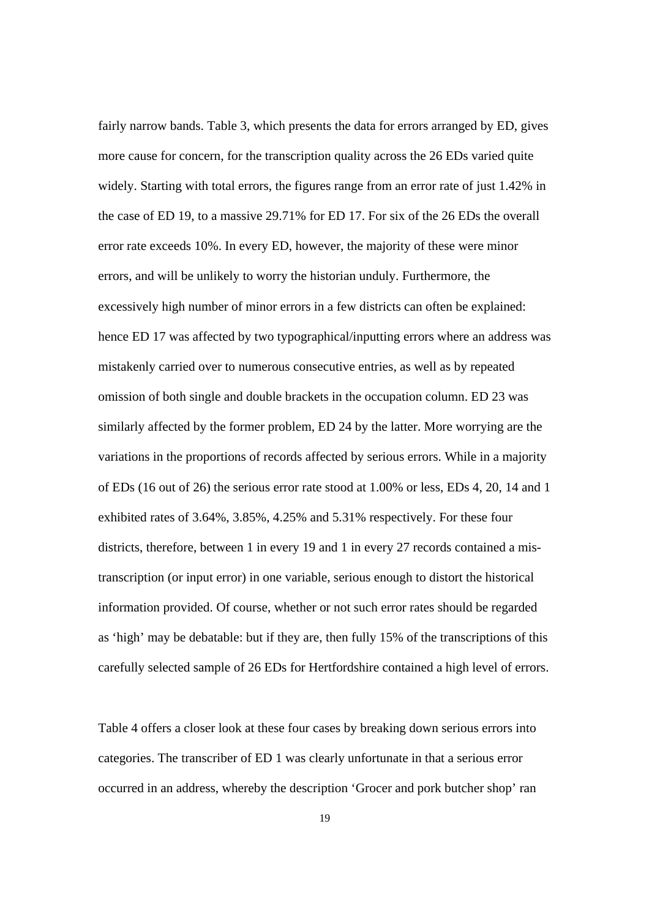fairly narrow bands. Table 3, which presents the data for errors arranged by ED, gives more cause for concern, for the transcription quality across the 26 EDs varied quite widely. Starting with total errors, the figures range from an error rate of just 1.42% in the case of ED 19, to a massive 29.71% for ED 17. For six of the 26 EDs the overall error rate exceeds 10%. In every ED, however, the majority of these were minor errors, and will be unlikely to worry the historian unduly. Furthermore, the excessively high number of minor errors in a few districts can often be explained: hence ED 17 was affected by two typographical/inputting errors where an address was mistakenly carried over to numerous consecutive entries, as well as by repeated omission of both single and double brackets in the occupation column. ED 23 was similarly affected by the former problem, ED 24 by the latter. More worrying are the variations in the proportions of records affected by serious errors. While in a majority of EDs (16 out of 26) the serious error rate stood at 1.00% or less, EDs 4, 20, 14 and 1 exhibited rates of 3.64%, 3.85%, 4.25% and 5.31% respectively. For these four districts, therefore, between 1 in every 19 and 1 in every 27 records contained a mis-transcription (or input error) in one variable, serious enough to distort the historical information provided. Of course, whether or not such error rates should be regarded as 'high' may be debatable: but if they are, then fully 15% of the transcriptions of this carefully selected sample of 26 EDs for Hertfordshire contained a high level of errors.

Table 4 offers a closer look at these four cases by breaking down serious errors into categories. The transcriber of ED 1 was clearly unfortunate in that a serious error occurred in an address, whereby the description 'Grocer and pork butcher shop' ran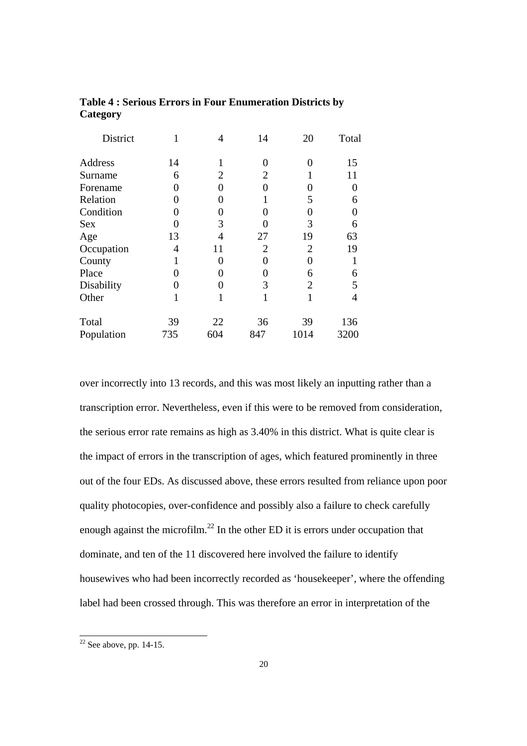**Table 4 : Serious Errors in Four Enumeration Districts by Category**

| District | 1 | 4 | 14 | 20 | Total |
|---|---|---|---|---|---|
| Address | 14 | 1 | 0 | 0 | 15 |
| Surname | 6 | 2 | 2 | 1 | 11 |
| Forename | 0 | 0 | 0 | 0 | 0 |
| Relation | 0 | 0 | 1 | 5 | 6 |
| Condition | 0 | 0 | 0 | 0 | 0 |
| Sex | 0 | 3 | 0 | 3 | 6 |
| Age | 13 | 4 | 27 | 19 | 63 |
| Occupation | 4 | 11 | 2 | 2 | 19 |
| County | 1 | 0 | 0 | 0 | 1 |
| Place | 0 | 0 | 0 | 6 | 6 |
| Disability | 0 | 0 | 3 | 2 | 5 |
| Other | 1 | 1 | 1 | 1 | 4 |
| Total | 39 | 22 | 36 | 39 | 136 |
| Population | 735 | 604 | 847 | 1014 | 3200 |

over incorrectly into 13 records, and this was most likely an inputting rather than a transcription error. Nevertheless, even if this were to be removed from consideration, the serious error rate remains as high as 3.40% in this district. What is quite clear is the impact of errors in the transcription of ages, which featured prominently in three out of the four EDs. As discussed above, these errors resulted from reliance upon poor quality photocopies, over-confidence and possibly also a failure to check carefully enough against the microfilm.[22] In the other ED it is errors under occupation that dominate, and ten of the 11 discovered here involved the failure to identify housewives who had been incorrectly recorded as 'housekeeper', where the offending label had been crossed through. This was therefore an error in interpretation of the

[22] See above, pp. 14-15.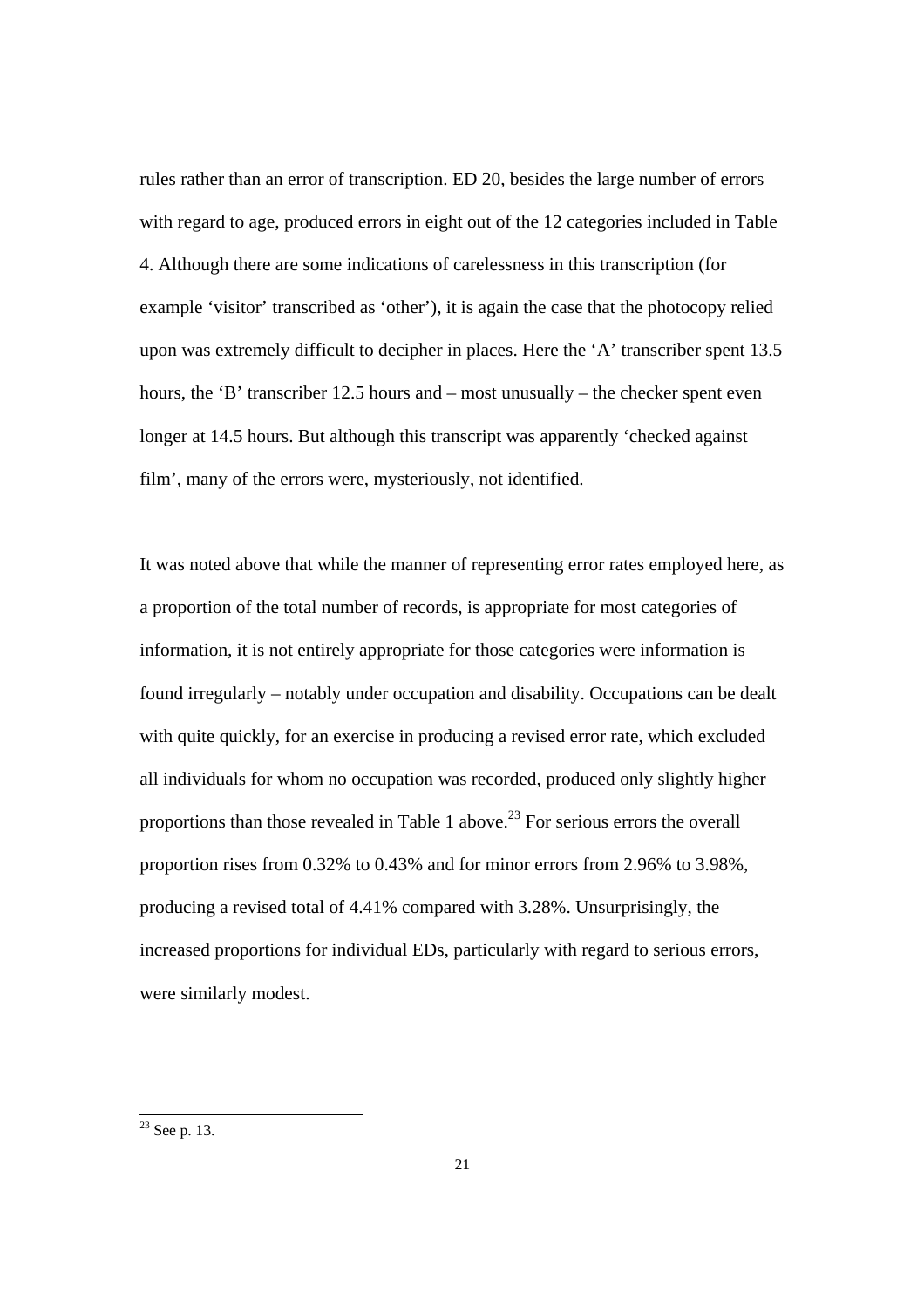rules rather than an error of transcription. ED 20, besides the large number of errors with regard to age, produced errors in eight out of the 12 categories included in Table 4. Although there are some indications of carelessness in this transcription (for example 'visitor' transcribed as 'other'), it is again the case that the photocopy relied upon was extremely difficult to decipher in places. Here the 'A' transcriber spent 13.5 hours, the 'B' transcriber 12.5 hours and – most unusually – the checker spent even longer at 14.5 hours. But although this transcript was apparently 'checked against film', many of the errors were, mysteriously, not identified.

It was noted above that while the manner of representing error rates employed here, as a proportion of the total number of records, is appropriate for most categories of information, it is not entirely appropriate for those categories were information is found irregularly – notably under occupation and disability. Occupations can be dealt with quite quickly, for an exercise in producing a revised error rate, which excluded all individuals for whom no occupation was recorded, produced only slightly higher proportions than those revealed in Table 1 above.[23] For serious errors the overall proportion rises from 0.32% to 0.43% and for minor errors from 2.96% to 3.98%, producing a revised total of 4.41% compared with 3.28%. Unsurprisingly, the increased proportions for individual EDs, particularly with regard to serious errors, were similarly modest.

[23] See p. 13.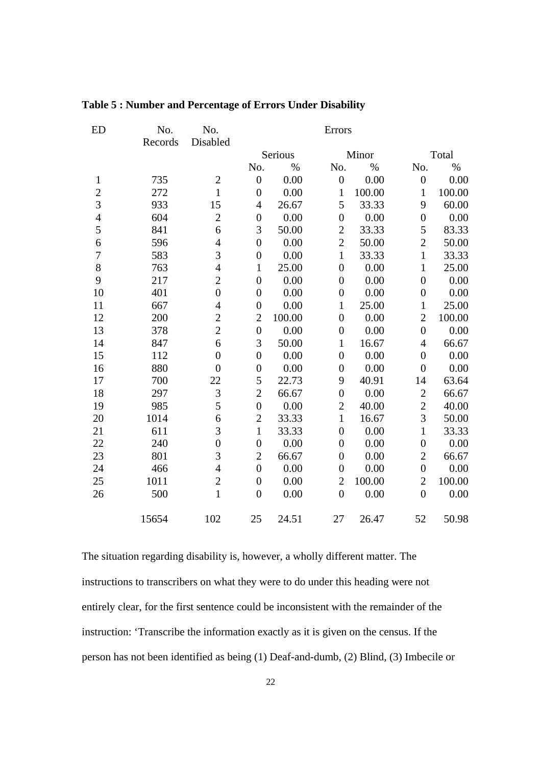**Table 5 : Number and Percentage of Errors Under Disability**

| ED | No. Records | No. Disabled | Errors | | | | | |
|---|---|---|---|---|---|---|---|---|
| | | | Serious | | Minor | | Total | |
| | | | No. | % | No. | % | No. | % |
| 1 | 735 | 2 | 0 | 0.00 | 0 | 0.00 | 0 | 0.00 |
| 2 | 272 | 1 | 0 | 0.00 | 1 | 100.00 | 1 | 100.00 |
| 3 | 933 | 15 | 4 | 26.67 | 5 | 33.33 | 9 | 60.00 |
| 4 | 604 | 2 | 0 | 0.00 | 0 | 0.00 | 0 | 0.00 |
| 5 | 841 | 6 | 3 | 50.00 | 2 | 33.33 | 5 | 83.33 |
| 6 | 596 | 4 | 0 | 0.00 | 2 | 50.00 | 2 | 50.00 |
| 7 | 583 | 3 | 0 | 0.00 | 1 | 33.33 | 1 | 33.33 |
| 8 | 763 | 4 | 1 | 25.00 | 0 | 0.00 | 1 | 25.00 |
| 9 | 217 | 2 | 0 | 0.00 | 0 | 0.00 | 0 | 0.00 |
| 10 | 401 | 0 | 0 | 0.00 | 0 | 0.00 | 0 | 0.00 |
| 11 | 667 | 4 | 0 | 0.00 | 1 | 25.00 | 1 | 25.00 |
| 12 | 200 | 2 | 2 | 100.00 | 0 | 0.00 | 2 | 100.00 |
| 13 | 378 | 2 | 0 | 0.00 | 0 | 0.00 | 0 | 0.00 |
| 14 | 847 | 6 | 3 | 50.00 | 1 | 16.67 | 4 | 66.67 |
| 15 | 112 | 0 | 0 | 0.00 | 0 | 0.00 | 0 | 0.00 |
| 16 | 880 | 0 | 0 | 0.00 | 0 | 0.00 | 0 | 0.00 |
| 17 | 700 | 22 | 5 | 22.73 | 9 | 40.91 | 14 | 63.64 |
| 18 | 297 | 3 | 2 | 66.67 | 0 | 0.00 | 2 | 66.67 |
| 19 | 985 | 5 | 0 | 0.00 | 2 | 40.00 | 2 | 40.00 |
| 20 | 1014 | 6 | 2 | 33.33 | 1 | 16.67 | 3 | 50.00 |
| 21 | 611 | 3 | 1 | 33.33 | 0 | 0.00 | 1 | 33.33 |
| 22 | 240 | 0 | 0 | 0.00 | 0 | 0.00 | 0 | 0.00 |
| 23 | 801 | 3 | 2 | 66.67 | 0 | 0.00 | 2 | 66.67 |
| 24 | 466 | 4 | 0 | 0.00 | 0 | 0.00 | 0 | 0.00 |
| 25 | 1011 | 2 | 0 | 0.00 | 2 | 100.00 | 2 | 100.00 |
| 26 | 500 | 1 | 0 | 0.00 | 0 | 0.00 | 0 | 0.00 |
| | 15654 | 102 | 25 | 24.51 | 27 | 26.47 | 52 | 50.98 |

The situation regarding disability is, however, a wholly different matter. The instructions to transcribers on what they were to do under this heading were not entirely clear, for the first sentence could be inconsistent with the remainder of the instruction: 'Transcribe the information exactly as it is given on the census. If the person has not been identified as being (1) Deaf-and-dumb, (2) Blind, (3) Imbecile or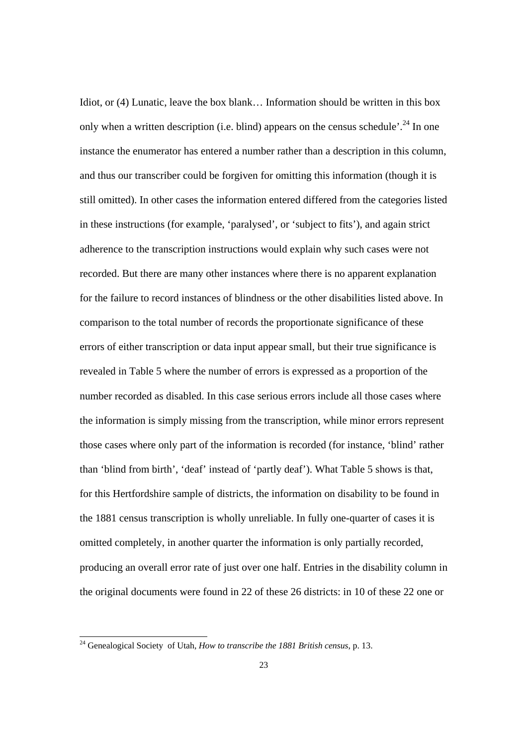Idiot, or (4) Lunatic, leave the box blank… Information should be written in this box only when a written description (i.e. blind) appears on the census schedule'.[24] In one instance the enumerator has entered a number rather than a description in this column, and thus our transcriber could be forgiven for omitting this information (though it is still omitted). In other cases the information entered differed from the categories listed in these instructions (for example, 'paralysed', or 'subject to fits'), and again strict adherence to the transcription instructions would explain why such cases were not recorded. But there are many other instances where there is no apparent explanation for the failure to record instances of blindness or the other disabilities listed above. In comparison to the total number of records the proportionate significance of these errors of either transcription or data input appear small, but their true significance is revealed in Table 5 where the number of errors is expressed as a proportion of the number recorded as disabled. In this case serious errors include all those cases where the information is simply missing from the transcription, while minor errors represent those cases where only part of the information is recorded (for instance, 'blind' rather than 'blind from birth', 'deaf' instead of 'partly deaf'). What Table 5 shows is that, for this Hertfordshire sample of districts, the information on disability to be found in the 1881 census transcription is wholly unreliable. In fully one-quarter of cases it is omitted completely, in another quarter the information is only partially recorded, producing an overall error rate of just over one half. Entries in the disability column in the original documents were found in 22 of these 26 districts: in 10 of these 22 one or

[24] Genealogical Society of Utah, *How to transcribe the 1881 British census*, p. 13.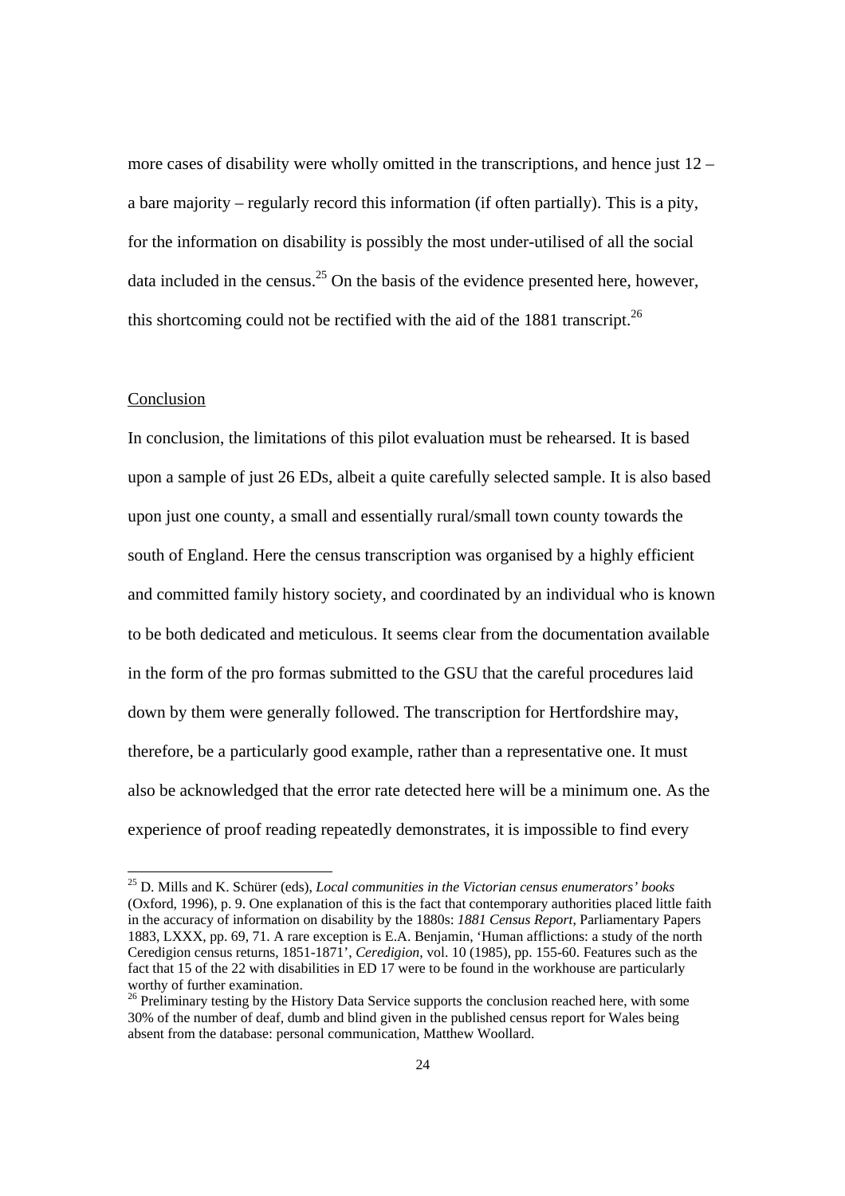more cases of disability were wholly omitted in the transcriptions, and hence just 12 – a bare majority – regularly record this information (if often partially). This is a pity, for the information on disability is possibly the most under-utilised of all the social data included in the census.[25] On the basis of the evidence presented here, however, this shortcoming could not be rectified with the aid of the 1881 transcript.[26]

## Conclusion

In conclusion, the limitations of this pilot evaluation must be rehearsed. It is based upon a sample of just 26 EDs, albeit a quite carefully selected sample. It is also based upon just one county, a small and essentially rural/small town county towards the south of England. Here the census transcription was organised by a highly efficient and committed family history society, and coordinated by an individual who is known to be both dedicated and meticulous. It seems clear from the documentation available in the form of the pro formas submitted to the GSU that the careful procedures laid down by them were generally followed. The transcription for Hertfordshire may, therefore, be a particularly good example, rather than a representative one. It must also be acknowledged that the error rate detected here will be a minimum one. As the experience of proof reading repeatedly demonstrates, it is impossible to find every

---

[25] D. Mills and K. Schürer (eds), *Local communities in the Victorian census enumerators' books* (Oxford, 1996), p. 9. One explanation of this is the fact that contemporary authorities placed little faith in the accuracy of information on disability by the 1880s: *1881 Census Report*, Parliamentary Papers 1883, LXXX, pp. 69, 71. A rare exception is E.A. Benjamin, 'Human afflictions: a study of the north Ceredigion census returns, 1851-1871', *Ceredigion*, vol. 10 (1985), pp. 155-60. Features such as the fact that 15 of the 22 with disabilities in ED 17 were to be found in the workhouse are particularly worthy of further examination.

[26] Preliminary testing by the History Data Service supports the conclusion reached here, with some 30% of the number of deaf, dumb and blind given in the published census report for Wales being absent from the database: personal communication, Matthew Woollard.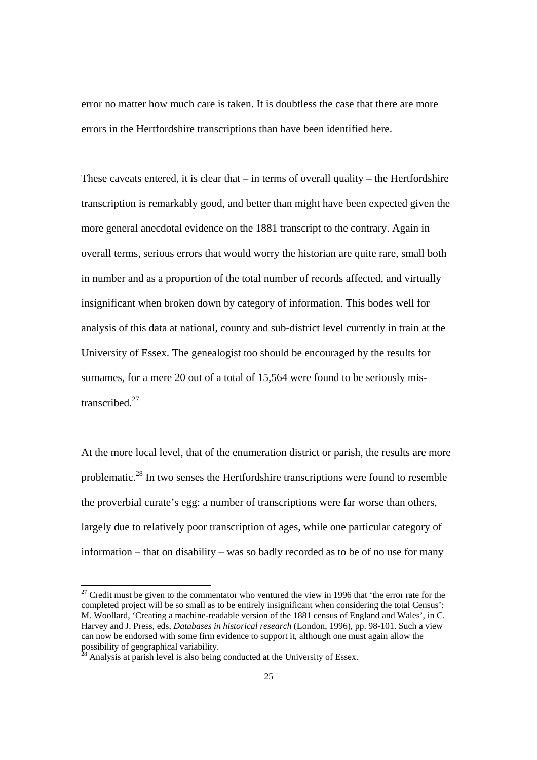error no matter how much care is taken. It is doubtless the case that there are more errors in the Hertfordshire transcriptions than have been identified here.

These caveats entered, it is clear that – in terms of overall quality – the Hertfordshire transcription is remarkably good, and better than might have been expected given the more general anecdotal evidence on the 1881 transcript to the contrary. Again in overall terms, serious errors that would worry the historian are quite rare, small both in number and as a proportion of the total number of records affected, and virtually insignificant when broken down by category of information. This bodes well for analysis of this data at national, county and sub-district level currently in train at the University of Essex. The genealogist too should be encouraged by the results for surnames, for a mere 20 out of a total of 15,564 were found to be seriously mis-transcribed.[27]

At the more local level, that of the enumeration district or parish, the results are more problematic.[28] In two senses the Hertfordshire transcriptions were found to resemble the proverbial curate's egg: a number of transcriptions were far worse than others, largely due to relatively poor transcription of ages, while one particular category of information – that on disability – was so badly recorded as to be of no use for many

[27] Credit must be given to the commentator who ventured the view in 1996 that 'the error rate for the completed project will be so small as to be entirely insignificant when considering the total Census': M. Woollard, 'Creating a machine-readable version of the 1881 census of England and Wales', in C. Harvey and J. Press, eds, *Databases in historical research* (London, 1996), pp. 98-101. Such a view can now be endorsed with some firm evidence to support it, although one must again allow the possibility of geographical variability.

[28] Analysis at parish level is also being conducted at the University of Essex.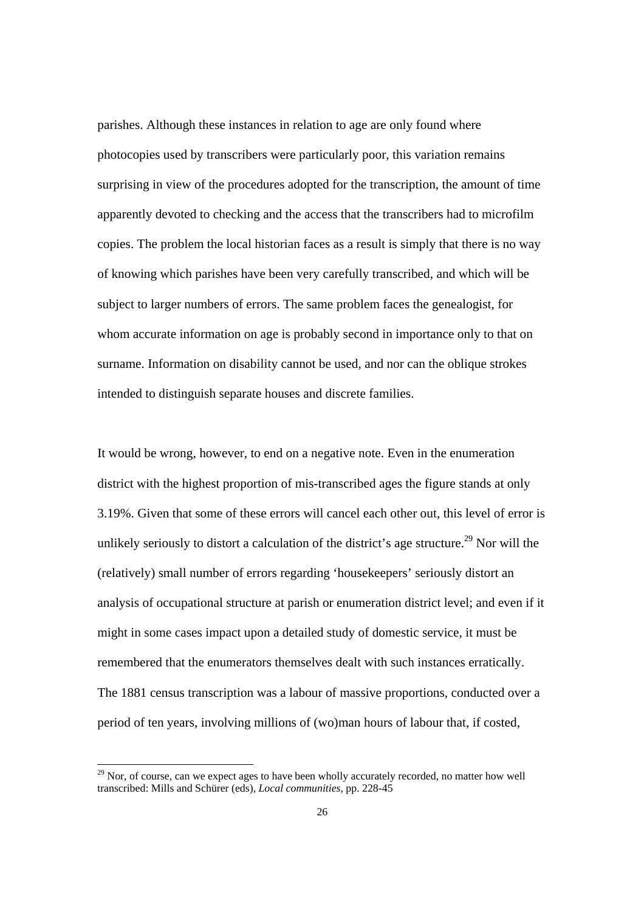parishes. Although these instances in relation to age are only found where photocopies used by transcribers were particularly poor, this variation remains surprising in view of the procedures adopted for the transcription, the amount of time apparently devoted to checking and the access that the transcribers had to microfilm copies. The problem the local historian faces as a result is simply that there is no way of knowing which parishes have been very carefully transcribed, and which will be subject to larger numbers of errors. The same problem faces the genealogist, for whom accurate information on age is probably second in importance only to that on surname. Information on disability cannot be used, and nor can the oblique strokes intended to distinguish separate houses and discrete families.

It would be wrong, however, to end on a negative note. Even in the enumeration district with the highest proportion of mis-transcribed ages the figure stands at only 3.19%. Given that some of these errors will cancel each other out, this level of error is unlikely seriously to distort a calculation of the district's age structure.[29] Nor will the (relatively) small number of errors regarding 'housekeepers' seriously distort an analysis of occupational structure at parish or enumeration district level; and even if it might in some cases impact upon a detailed study of domestic service, it must be remembered that the enumerators themselves dealt with such instances erratically. The 1881 census transcription was a labour of massive proportions, conducted over a period of ten years, involving millions of (wo)man hours of labour that, if costed,

[29] Nor, of course, can we expect ages to have been wholly accurately recorded, no matter how well transcribed: Mills and Schürer (eds), *Local communities*, pp. 228-45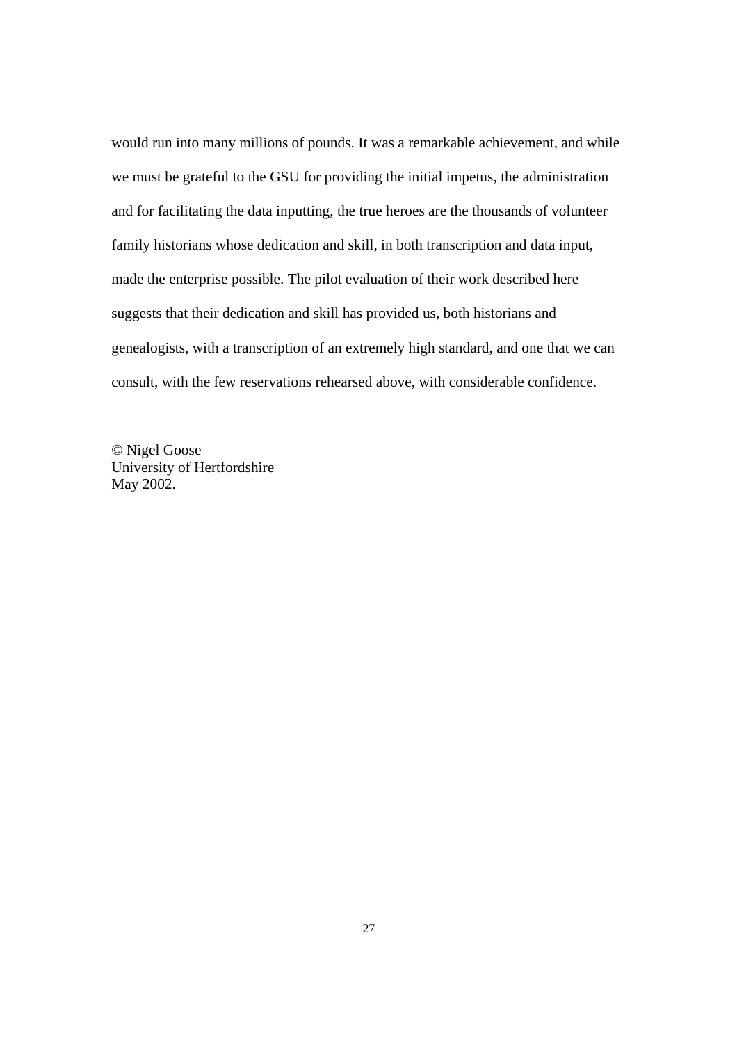would run into many millions of pounds. It was a remarkable achievement, and while we must be grateful to the GSU for providing the initial impetus, the administration and for facilitating the data inputting, the true heroes are the thousands of volunteer family historians whose dedication and skill, in both transcription and data input, made the enterprise possible. The pilot evaluation of their work described here suggests that their dedication and skill has provided us, both historians and genealogists, with a transcription of an extremely high standard, and one that we can consult, with the few reservations rehearsed above, with considerable confidence.

© Nigel Goose
University of Hertfordshire
May 2002.